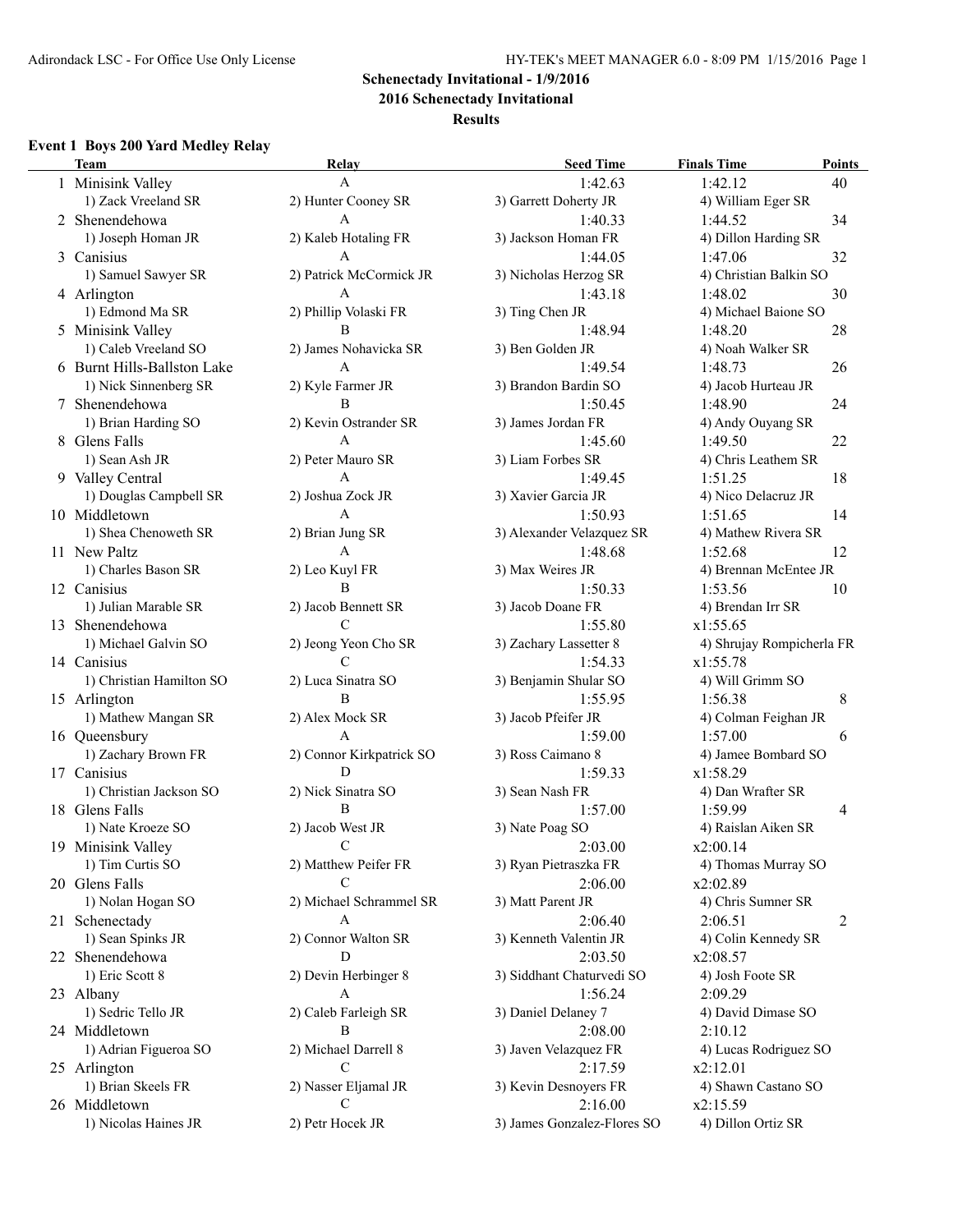# Schenectady Invitational - 1/9/2016

## 2016 Schenectady Invitational

### Results

#### Event 1 Boys 200 Yard Medley Relay

| | Team | Relay | Seed Time | Finals Time | Points |
|---|---|---|---|---|---|
| 1 | Minisink Valley | A | 1:42.63 | 1:42.12 | 40 |
| | 1) Zack Vreeland SR | 2) Hunter Cooney SR | 3) Garrett Doherty JR | 4) William Eger SR | |
| 2 | Shenendehowa | A | 1:40.33 | 1:44.52 | 34 |
| | 1) Joseph Homan JR | 2) Kaleb Hotaling FR | 3) Jackson Homan FR | 4) Dillon Harding SR | |
| 3 | Canisius | A | 1:44.05 | 1:47.06 | 32 |
| | 1) Samuel Sawyer SR | 2) Patrick McCormick JR | 3) Nicholas Herzog SR | 4) Christian Balkin SO | |
| 4 | Arlington | A | 1:43.18 | 1:48.02 | 30 |
| | 1) Edmond Ma SR | 2) Phillip Volaski FR | 3) Ting Chen JR | 4) Michael Baione SO | |
| 5 | Minisink Valley | B | 1:48.94 | 1:48.20 | 28 |
| | 1) Caleb Vreeland SO | 2) James Nohavicka SR | 3) Ben Golden JR | 4) Noah Walker SR | |
| 6 | Burnt Hills-Ballston Lake | A | 1:49.54 | 1:48.73 | 26 |
| | 1) Nick Sinnenberg SR | 2) Kyle Farmer JR | 3) Brandon Bardin SO | 4) Jacob Hurteau JR | |
| 7 | Shenendehowa | B | 1:50.45 | 1:48.90 | 24 |
| | 1) Brian Harding SO | 2) Kevin Ostrander SR | 3) James Jordan FR | 4) Andy Ouyang SR | |
| 8 | Glens Falls | A | 1:45.60 | 1:49.50 | 22 |
| | 1) Sean Ash JR | 2) Peter Mauro SR | 3) Liam Forbes SR | 4) Chris Leathem SR | |
| 9 | Valley Central | A | 1:49.45 | 1:51.25 | 18 |
| | 1) Douglas Campbell SR | 2) Joshua Zock JR | 3) Xavier Garcia JR | 4) Nico Delacruz JR | |
| 10 | Middletown | A | 1:50.93 | 1:51.65 | 14 |
| | 1) Shea Chenoweth SR | 2) Brian Jung SR | 3) Alexander Velazquez SR | 4) Mathew Rivera SR | |
| 11 | New Paltz | A | 1:48.68 | 1:52.68 | 12 |
| | 1) Charles Bason SR | 2) Leo Kuyl FR | 3) Max Weires JR | 4) Brennan McEntee JR | |
| 12 | Canisius | B | 1:50.33 | 1:53.56 | 10 |
| | 1) Julian Marable SR | 2) Jacob Bennett SR | 3) Jacob Doane FR | 4) Brendan Irr SR | |
| 13 | Shenendehowa | C | 1:55.80 | x1:55.65 | |
| | 1) Michael Galvin SO | 2) Jeong Yeon Cho SR | 3) Zachary Lassetter 8 | 4) Shrujay Rompicherla FR | |
| 14 | Canisius | C | 1:54.33 | x1:55.78 | |
| | 1) Christian Hamilton SO | 2) Luca Sinatra SO | 3) Benjamin Shular SO | 4) Will Grimm SO | |
| 15 | Arlington | B | 1:55.95 | 1:56.38 | 8 |
| | 1) Mathew Mangan SR | 2) Alex Mock SR | 3) Jacob Pfeifer JR | 4) Colman Feighan JR | |
| 16 | Queensbury | A | 1:59.00 | 1:57.00 | 6 |
| | 1) Zachary Brown FR | 2) Connor Kirkpatrick SO | 3) Ross Caimano 8 | 4) Jamee Bombard SO | |
| 17 | Canisius | D | 1:59.33 | x1:58.29 | |
| | 1) Christian Jackson SO | 2) Nick Sinatra SO | 3) Sean Nash FR | 4) Dan Wrafter SR | |
| 18 | Glens Falls | B | 1:57.00 | 1:59.99 | 4 |
| | 1) Nate Kroeze SO | 2) Jacob West JR | 3) Nate Poag SO | 4) Raislan Aiken SR | |
| 19 | Minisink Valley | C | 2:03.00 | x2:00.14 | |
| | 1) Tim Curtis SO | 2) Matthew Peifer FR | 3) Ryan Pietraszka FR | 4) Thomas Murray SO | |
| 20 | Glens Falls | C | 2:06.00 | x2:02.89 | |
| | 1) Nolan Hogan SO | 2) Michael Schrammel SR | 3) Matt Parent JR | 4) Chris Sumner SR | |
| 21 | Schenectady | A | 2:06.40 | 2:06.51 | 2 |
| | 1) Sean Spinks JR | 2) Connor Walton SR | 3) Kenneth Valentin JR | 4) Colin Kennedy SR | |
| 22 | Shenendehowa | D | 2:03.50 | x2:08.57 | |
| | 1) Eric Scott 8 | 2) Devin Herbinger 8 | 3) Siddhant Chaturvedi SO | 4) Josh Foote SR | |
| 23 | Albany | A | 1:56.24 | 2:09.29 | |
| | 1) Sedric Tello JR | 2) Caleb Farleigh SR | 3) Daniel Delaney 7 | 4) David Dimase SO | |
| 24 | Middletown | B | 2:08.00 | 2:10.12 | |
| | 1) Adrian Figueroa SO | 2) Michael Darrell 8 | 3) Javen Velazquez FR | 4) Lucas Rodriguez SO | |
| 25 | Arlington | C | 2:17.59 | x2:12.01 | |
| | 1) Brian Skeels FR | 2) Nasser Eljamal JR | 3) Kevin Desnoyers FR | 4) Shawn Castano SO | |
| 26 | Middletown | C | 2:16.00 | x2:15.59 | |
| | 1) Nicolas Haines JR | 2) Petr Hocek JR | 3) James Gonzalez-Flores SO | 4) Dillon Ortiz SR | |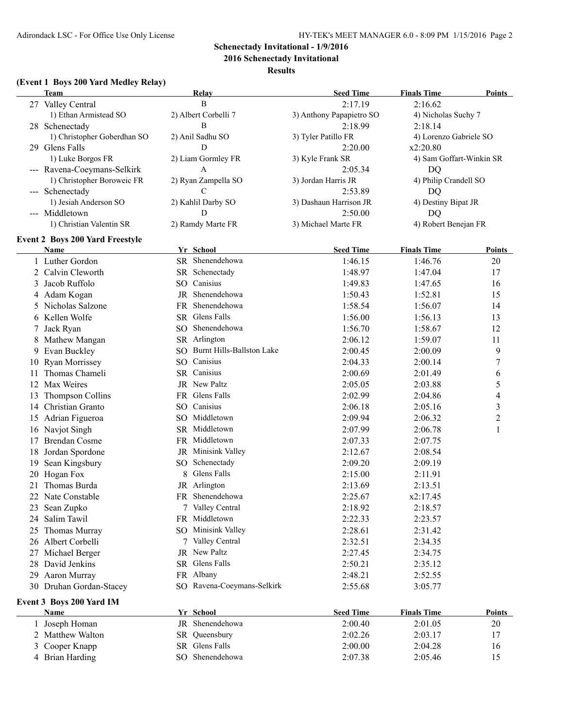## Schenectady Invitational - 1/9/2016

## 2016 Schenectady Invitational

## Results

### (Event 1 Boys 200 Yard Medley Relay)

| | Team | Relay | Seed Time | Finals Time | Points |
|---|---|---|---|---|---|
| 27 | Valley Central | B | 2:17.19 | 2:16.62 | |
| | 1) Ethan Armistead SO | 2) Albert Corbelli 7 | 3) Anthony Papapietro SO | 4) Nicholas Suchy 7 | |
| 28 | Schenectady | B | 2:18.99 | 2:18.14 | |
| | 1) Christopher Goberdhan SO | 2) Anil Sadhu SO | 3) Tyler Patillo FR | 4) Lorenzo Gabriele SO | |
| 29 | Glens Falls | D | 2:20.00 | x2:20.80 | |
| | 1) Luke Borgos FR | 2) Liam Gormley FR | 3) Kyle Frank SR | 4) Sam Goffart-Winkin SR | |
| --- | Ravena-Coeymans-Selkirk | A | 2:05.34 | DQ | |
| | 1) Christopher Boroweic FR | 2) Ryan Zampella SO | 3) Jordan Harris JR | 4) Philip Crandell SO | |
| --- | Schenectady | C | 2:53.89 | DQ | |
| | 1) Jesiah Anderson SO | 2) Kahlil Darby SO | 3) Dashaun Harrison JR | 4) Destiny Bipat JR | |
| --- | Middletown | D | 2:50.00 | DQ | |
| | 1) Christian Valentin SR | 2) Ramdy Marte FR | 3) Michael Marte FR | 4) Robert Benejan FR | |

### Event 2 Boys 200 Yard Freestyle

| | Name | Yr | School | Seed Time | Finals Time | Points |
|---|---|---|---|---|---|---|
| 1 | Luther Gordon | SR | Shenendehowa | 1:46.15 | 1:46.76 | 20 |
| 2 | Calvin Cleworth | SR | Schenectady | 1:48.97 | 1:47.04 | 17 |
| 3 | Jacob Ruffolo | SO | Canisius | 1:49.83 | 1:47.65 | 16 |
| 4 | Adam Kogan | JR | Shenendehowa | 1:50.43 | 1:52.81 | 15 |
| 5 | Nicholas Salzone | FR | Shenendehowa | 1:58.54 | 1:56.07 | 14 |
| 6 | Kellen Wolfe | SR | Glens Falls | 1:56.00 | 1:56.13 | 13 |
| 7 | Jack Ryan | SO | Shenendehowa | 1:56.70 | 1:58.67 | 12 |
| 8 | Mathew Mangan | SR | Arlington | 2:06.12 | 1:59.07 | 11 |
| 9 | Evan Buckley | SO | Burnt Hills-Ballston Lake | 2:00.45 | 2:00.09 | 9 |
| 10 | Ryan Morrissey | SO | Canisius | 2:04.33 | 2:00.14 | 7 |
| 11 | Thomas Chameli | SR | Canisius | 2:00.69 | 2:01.49 | 6 |
| 12 | Max Weires | JR | New Paltz | 2:05.05 | 2:03.88 | 5 |
| 13 | Thompson Collins | FR | Glens Falls | 2:02.99 | 2:04.86 | 4 |
| 14 | Christian Granto | SO | Canisius | 2:06.18 | 2:05.16 | 3 |
| 15 | Adrian Figueroa | SO | Middletown | 2:09.94 | 2:06.32 | 2 |
| 16 | Navjot Singh | SR | Middletown | 2:07.99 | 2:06.78 | 1 |
| 17 | Brendan Cosme | FR | Middletown | 2:07.33 | 2:07.75 | |
| 18 | Jordan Spordone | JR | Minisink Valley | 2:12.67 | 2:08.54 | |
| 19 | Sean Kingsbury | SO | Schenectady | 2:09.20 | 2:09.19 | |
| 20 | Hogan Fox | 8 | Glens Falls | 2:15.00 | 2:11.91 | |
| 21 | Thomas Burda | JR | Arlington | 2:13.69 | 2:13.51 | |
| 22 | Nate Constable | FR | Shenendehowa | 2:25.67 | x2:17.45 | |
| 23 | Sean Zupko | 7 | Valley Central | 2:18.92 | 2:18.57 | |
| 24 | Salim Tawil | FR | Middletown | 2:22.33 | 2:23.57 | |
| 25 | Thomas Murray | SO | Minisink Valley | 2:28.61 | 2:31.42 | |
| 26 | Albert Corbelli | 7 | Valley Central | 2:32.51 | 2:34.35 | |
| 27 | Michael Berger | JR | New Paltz | 2:27.45 | 2:34.75 | |
| 28 | David Jenkins | SR | Glens Falls | 2:50.21 | 2:35.12 | |
| 29 | Aaron Murray | FR | Albany | 2:48.21 | 2:52.55 | |
| 30 | Druhan Gordan-Stacey | SO | Ravena-Coeymans-Selkirk | 2:55.68 | 3:05.77 | |

### Event 3 Boys 200 Yard IM

| | Name | Yr | School | Seed Time | Finals Time | Points |
|---|---|---|---|---|---|---|
| 1 | Joseph Homan | JR | Shenendehowa | 2:00.40 | 2:01.05 | 20 |
| 2 | Matthew Walton | SR | Queensbury | 2:02.26 | 2:03.17 | 17 |
| 3 | Cooper Knapp | SR | Glens Falls | 2:00.00 | 2:04.28 | 16 |
| 4 | Brian Harding | SO | Shenendehowa | 2:07.38 | 2:05.46 | 15 |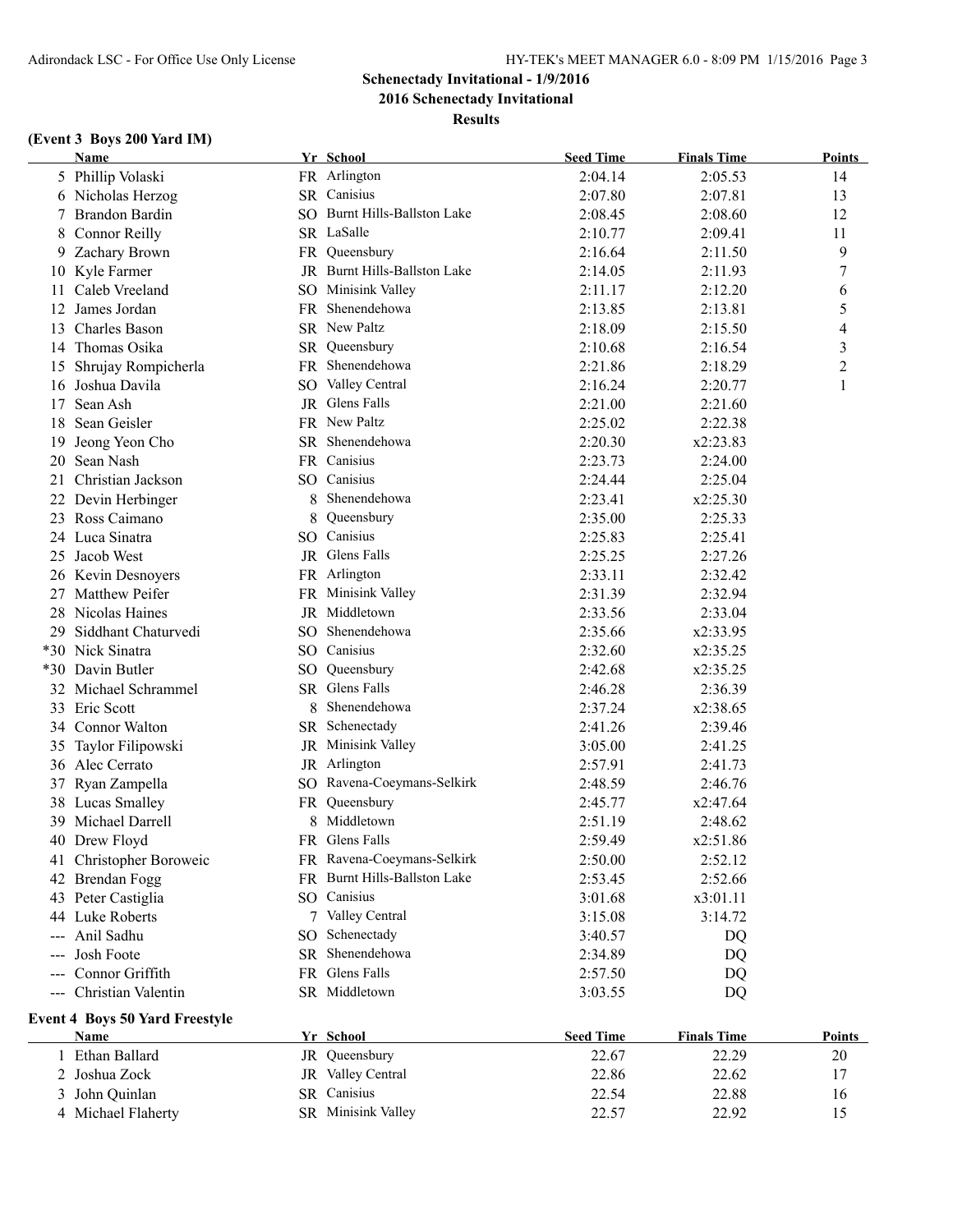**Schenectady Invitational - 1/9/2016**

**2016 Schenectady Invitational**

**Results**

### (Event 3 Boys 200 Yard IM)

| | Name | Yr | School | Seed Time | Finals Time | Points |
|---|---|---|---|---|---|---|
| 5 | Phillip Volaski | FR | Arlington | 2:04.14 | 2:05.53 | 14 |
| 6 | Nicholas Herzog | SR | Canisius | 2:07.80 | 2:07.81 | 13 |
| 7 | Brandon Bardin | SO | Burnt Hills-Ballston Lake | 2:08.45 | 2:08.60 | 12 |
| 8 | Connor Reilly | SR | LaSalle | 2:10.77 | 2:09.41 | 11 |
| 9 | Zachary Brown | FR | Queensbury | 2:16.64 | 2:11.50 | 9 |
| 10 | Kyle Farmer | JR | Burnt Hills-Ballston Lake | 2:14.05 | 2:11.93 | 7 |
| 11 | Caleb Vreeland | SO | Minisink Valley | 2:11.17 | 2:12.20 | 6 |
| 12 | James Jordan | FR | Shenendehowa | 2:13.85 | 2:13.81 | 5 |
| 13 | Charles Bason | SR | New Paltz | 2:18.09 | 2:15.50 | 4 |
| 14 | Thomas Osika | SR | Queensbury | 2:10.68 | 2:16.54 | 3 |
| 15 | Shrujay Rompicherla | FR | Shenendehowa | 2:21.86 | 2:18.29 | 2 |
| 16 | Joshua Davila | SO | Valley Central | 2:16.24 | 2:20.77 | 1 |
| 17 | Sean Ash | JR | Glens Falls | 2:21.00 | 2:21.60 | |
| 18 | Sean Geisler | FR | New Paltz | 2:25.02 | 2:22.38 | |
| 19 | Jeong Yeon Cho | SR | Shenendehowa | 2:20.30 | x2:23.83 | |
| 20 | Sean Nash | FR | Canisius | 2:23.73 | 2:24.00 | |
| 21 | Christian Jackson | SO | Canisius | 2:24.44 | 2:25.04 | |
| 22 | Devin Herbinger | 8 | Shenendehowa | 2:23.41 | x2:25.30 | |
| 23 | Ross Caimano | 8 | Queensbury | 2:35.00 | 2:25.33 | |
| 24 | Luca Sinatra | SO | Canisius | 2:25.83 | 2:25.41 | |
| 25 | Jacob West | JR | Glens Falls | 2:25.25 | 2:27.26 | |
| 26 | Kevin Desnoyers | FR | Arlington | 2:33.11 | 2:32.42 | |
| 27 | Matthew Peifer | FR | Minisink Valley | 2:31.39 | 2:32.94 | |
| 28 | Nicolas Haines | JR | Middletown | 2:33.56 | 2:33.04 | |
| 29 | Siddhant Chaturvedi | SO | Shenendehowa | 2:35.66 | x2:33.95 | |
| *30 | Nick Sinatra | SO | Canisius | 2:32.60 | x2:35.25 | |
| *30 | Davin Butler | SO | Queensbury | 2:42.68 | x2:35.25 | |
| 32 | Michael Schrammel | SR | Glens Falls | 2:46.28 | 2:36.39 | |
| 33 | Eric Scott | 8 | Shenendehowa | 2:37.24 | x2:38.65 | |
| 34 | Connor Walton | SR | Schenectady | 2:41.26 | 2:39.46 | |
| 35 | Taylor Filipowski | JR | Minisink Valley | 3:05.00 | 2:41.25 | |
| 36 | Alec Cerrato | JR | Arlington | 2:57.91 | 2:41.73 | |
| 37 | Ryan Zampella | SO | Ravena-Coeymans-Selkirk | 2:48.59 | 2:46.76 | |
| 38 | Lucas Smalley | FR | Queensbury | 2:45.77 | x2:47.64 | |
| 39 | Michael Darrell | 8 | Middletown | 2:51.19 | 2:48.62 | |
| 40 | Drew Floyd | FR | Glens Falls | 2:59.49 | x2:51.86 | |
| 41 | Christopher Boroweic | FR | Ravena-Coeymans-Selkirk | 2:50.00 | 2:52.12 | |
| 42 | Brendan Fogg | FR | Burnt Hills-Ballston Lake | 2:53.45 | 2:52.66 | |
| 43 | Peter Castiglia | SO | Canisius | 3:01.68 | x3:01.11 | |
| 44 | Luke Roberts | 7 | Valley Central | 3:15.08 | 3:14.72 | |
| --- | Anil Sadhu | SO | Schenectady | 3:40.57 | DQ | |
| --- | Josh Foote | SR | Shenendehowa | 2:34.89 | DQ | |
| --- | Connor Griffith | FR | Glens Falls | 2:57.50 | DQ | |
| --- | Christian Valentin | SR | Middletown | 3:03.55 | DQ | |

### Event 4 Boys 50 Yard Freestyle

| | Name | Yr | School | Seed Time | Finals Time | Points |
|---|---|---|---|---|---|---|
| 1 | Ethan Ballard | JR | Queensbury | 22.67 | 22.29 | 20 |
| 2 | Joshua Zock | JR | Valley Central | 22.86 | 22.62 | 17 |
| 3 | John Quinlan | SR | Canisius | 22.54 | 22.88 | 16 |
| 4 | Michael Flaherty | SR | Minisink Valley | 22.57 | 22.92 | 15 |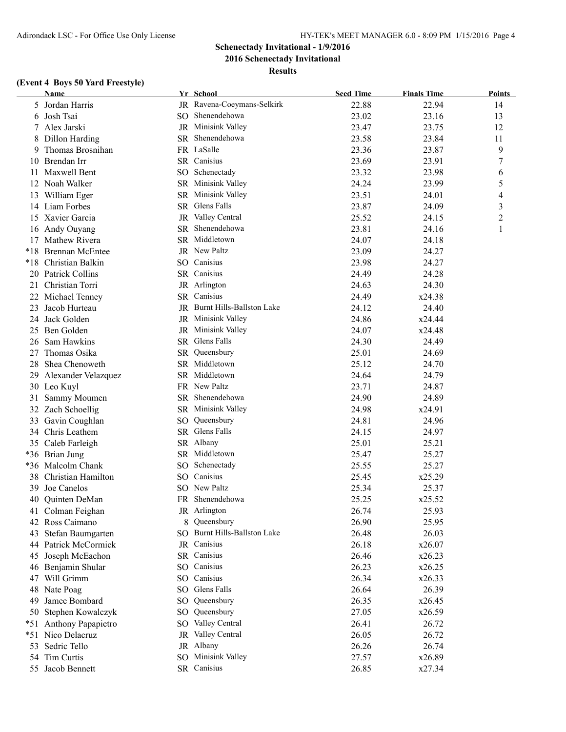**Schenectady Invitational - 1/9/2016**

**2016 Schenectady Invitational**

**Results**

### (Event 4 Boys 50 Yard Freestyle)

| | Name | Yr | School | Seed Time | Finals Time | Points |
|---|---|---|---|---|---|---|
| 5 | Jordan Harris | JR | Ravena-Coeymans-Selkirk | 22.88 | 22.94 | 14 |
| 6 | Josh Tsai | SO | Shenendehowa | 23.02 | 23.16 | 13 |
| 7 | Alex Jarski | JR | Minisink Valley | 23.47 | 23.75 | 12 |
| 8 | Dillon Harding | SR | Shenendehowa | 23.58 | 23.84 | 11 |
| 9 | Thomas Brosnihan | FR | LaSalle | 23.36 | 23.87 | 9 |
| 10 | Brendan Irr | SR | Canisius | 23.69 | 23.91 | 7 |
| 11 | Maxwell Bent | SO | Schenectady | 23.32 | 23.98 | 6 |
| 12 | Noah Walker | SR | Minisink Valley | 24.24 | 23.99 | 5 |
| 13 | William Eger | SR | Minisink Valley | 23.51 | 24.01 | 4 |
| 14 | Liam Forbes | SR | Glens Falls | 23.87 | 24.09 | 3 |
| 15 | Xavier Garcia | JR | Valley Central | 25.52 | 24.15 | 2 |
| 16 | Andy Ouyang | SR | Shenendehowa | 23.81 | 24.16 | 1 |
| 17 | Mathew Rivera | SR | Middletown | 24.07 | 24.18 | |
| *18 | Brennan McEntee | JR | New Paltz | 23.09 | 24.27 | |
| *18 | Christian Balkin | SO | Canisius | 23.98 | 24.27 | |
| 20 | Patrick Collins | SR | Canisius | 24.49 | 24.28 | |
| 21 | Christian Torri | JR | Arlington | 24.63 | 24.30 | |
| 22 | Michael Tenney | SR | Canisius | 24.49 | x24.38 | |
| 23 | Jacob Hurteau | JR | Burnt Hills-Ballston Lake | 24.12 | 24.40 | |
| 24 | Jack Golden | JR | Minisink Valley | 24.86 | x24.44 | |
| 25 | Ben Golden | JR | Minisink Valley | 24.07 | x24.48 | |
| 26 | Sam Hawkins | SR | Glens Falls | 24.30 | 24.49 | |
| 27 | Thomas Osika | SR | Queensbury | 25.01 | 24.69 | |
| 28 | Shea Chenoweth | SR | Middletown | 25.12 | 24.70 | |
| 29 | Alexander Velazquez | SR | Middletown | 24.64 | 24.79 | |
| 30 | Leo Kuyl | FR | New Paltz | 23.71 | 24.87 | |
| 31 | Sammy Moumen | SR | Shenendehowa | 24.90 | 24.89 | |
| 32 | Zach Schoellig | SR | Minisink Valley | 24.98 | x24.91 | |
| 33 | Gavin Coughlan | SO | Queensbury | 24.81 | 24.96 | |
| 34 | Chris Leathem | SR | Glens Falls | 24.15 | 24.97 | |
| 35 | Caleb Farleigh | SR | Albany | 25.01 | 25.21 | |
| *36 | Brian Jung | SR | Middletown | 25.47 | 25.27 | |
| *36 | Malcolm Chank | SO | Schenectady | 25.55 | 25.27 | |
| 38 | Christian Hamilton | SO | Canisius | 25.45 | x25.29 | |
| 39 | Joe Canelos | SO | New Paltz | 25.34 | 25.37 | |
| 40 | Quinten DeMan | FR | Shenendehowa | 25.25 | x25.52 | |
| 41 | Colman Feighan | JR | Arlington | 26.74 | 25.93 | |
| 42 | Ross Caimano | 8 | Queensbury | 26.90 | 25.95 | |
| 43 | Stefan Baumgarten | SO | Burnt Hills-Ballston Lake | 26.48 | 26.03 | |
| 44 | Patrick McCormick | JR | Canisius | 26.18 | x26.07 | |
| 45 | Joseph McEachon | SR | Canisius | 26.46 | x26.23 | |
| 46 | Benjamin Shular | SO | Canisius | 26.23 | x26.25 | |
| 47 | Will Grimm | SO | Canisius | 26.34 | x26.33 | |
| 48 | Nate Poag | SO | Glens Falls | 26.64 | 26.39 | |
| 49 | Jamee Bombard | SO | Queensbury | 26.35 | x26.45 | |
| 50 | Stephen Kowalczyk | SO | Queensbury | 27.05 | x26.59 | |
| *51 | Anthony Papapietro | SO | Valley Central | 26.41 | 26.72 | |
| *51 | Nico Delacruz | JR | Valley Central | 26.05 | 26.72 | |
| 53 | Sedric Tello | JR | Albany | 26.26 | 26.74 | |
| 54 | Tim Curtis | SO | Minisink Valley | 27.57 | x26.89 | |
| 55 | Jacob Bennett | SR | Canisius | 26.85 | x27.34 | |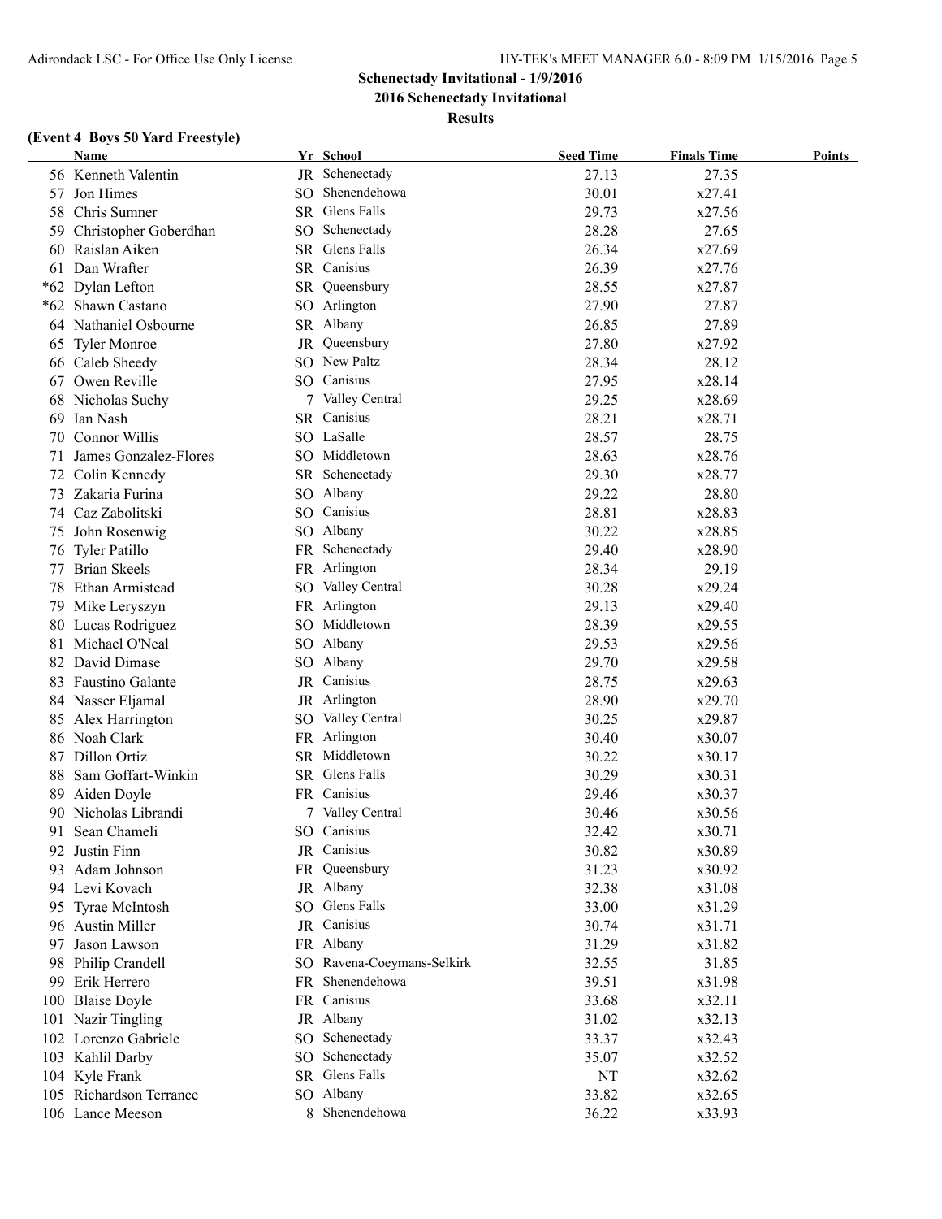**Schenectady Invitational - 1/9/2016**

**2016 Schenectady Invitational**

**Results**

### (Event 4 Boys 50 Yard Freestyle)

| | Name | Yr | School | Seed Time | Finals Time | Points |
|---|---|---|---|---|---|---|
| 56 | Kenneth Valentin | JR | Schenectady | 27.13 | 27.35 | |
| 57 | Jon Himes | SO | Shenendehowa | 30.01 | x27.41 | |
| 58 | Chris Sumner | SR | Glens Falls | 29.73 | x27.56 | |
| 59 | Christopher Goberdhan | SO | Schenectady | 28.28 | 27.65 | |
| 60 | Raislan Aiken | SR | Glens Falls | 26.34 | x27.69 | |
| 61 | Dan Wrafter | SR | Canisius | 26.39 | x27.76 | |
| *62 | Dylan Lefton | SR | Queensbury | 28.55 | x27.87 | |
| *62 | Shawn Castano | SO | Arlington | 27.90 | 27.87 | |
| 64 | Nathaniel Osbourne | SR | Albany | 26.85 | 27.89 | |
| 65 | Tyler Monroe | JR | Queensbury | 27.80 | x27.92 | |
| 66 | Caleb Sheedy | SO | New Paltz | 28.34 | 28.12 | |
| 67 | Owen Reville | SO | Canisius | 27.95 | x28.14 | |
| 68 | Nicholas Suchy | 7 | Valley Central | 29.25 | x28.69 | |
| 69 | Ian Nash | SR | Canisius | 28.21 | x28.71 | |
| 70 | Connor Willis | SO | LaSalle | 28.57 | 28.75 | |
| 71 | James Gonzalez-Flores | SO | Middletown | 28.63 | x28.76 | |
| 72 | Colin Kennedy | SR | Schenectady | 29.30 | x28.77 | |
| 73 | Zakaria Furina | SO | Albany | 29.22 | 28.80 | |
| 74 | Caz Zabolitski | SO | Canisius | 28.81 | x28.83 | |
| 75 | John Rosenwig | SO | Albany | 30.22 | x28.85 | |
| 76 | Tyler Patillo | FR | Schenectady | 29.40 | x28.90 | |
| 77 | Brian Skeels | FR | Arlington | 28.34 | 29.19 | |
| 78 | Ethan Armistead | SO | Valley Central | 30.28 | x29.24 | |
| 79 | Mike Leryszyn | FR | Arlington | 29.13 | x29.40 | |
| 80 | Lucas Rodriguez | SO | Middletown | 28.39 | x29.55 | |
| 81 | Michael O'Neal | SO | Albany | 29.53 | x29.56 | |
| 82 | David Dimase | SO | Albany | 29.70 | x29.58 | |
| 83 | Faustino Galante | JR | Canisius | 28.75 | x29.63 | |
| 84 | Nasser Eljamal | JR | Arlington | 28.90 | x29.70 | |
| 85 | Alex Harrington | SO | Valley Central | 30.25 | x29.87 | |
| 86 | Noah Clark | FR | Arlington | 30.40 | x30.07 | |
| 87 | Dillon Ortiz | SR | Middletown | 30.22 | x30.17 | |
| 88 | Sam Goffart-Winkin | SR | Glens Falls | 30.29 | x30.31 | |
| 89 | Aiden Doyle | FR | Canisius | 29.46 | x30.37 | |
| 90 | Nicholas Librandi | 7 | Valley Central | 30.46 | x30.56 | |
| 91 | Sean Chameli | SO | Canisius | 32.42 | x30.71 | |
| 92 | Justin Finn | JR | Canisius | 30.82 | x30.89 | |
| 93 | Adam Johnson | FR | Queensbury | 31.23 | x30.92 | |
| 94 | Levi Kovach | JR | Albany | 32.38 | x31.08 | |
| 95 | Tyrae McIntosh | SO | Glens Falls | 33.00 | x31.29 | |
| 96 | Austin Miller | JR | Canisius | 30.74 | x31.71 | |
| 97 | Jason Lawson | FR | Albany | 31.29 | x31.82 | |
| 98 | Philip Crandell | SO | Ravena-Coeymans-Selkirk | 32.55 | 31.85 | |
| 99 | Erik Herrero | FR | Shenendehowa | 39.51 | x31.98 | |
| 100 | Blaise Doyle | FR | Canisius | 33.68 | x32.11 | |
| 101 | Nazir Tingling | JR | Albany | 31.02 | x32.13 | |
| 102 | Lorenzo Gabriele | SO | Schenectady | 33.37 | x32.43 | |
| 103 | Kahlil Darby | SO | Schenectady | 35.07 | x32.52 | |
| 104 | Kyle Frank | SR | Glens Falls | NT | x32.62 | |
| 105 | Richardson Terrance | SO | Albany | 33.82 | x32.65 | |
| 106 | Lance Meeson | 8 | Shenendehowa | 36.22 | x33.93 | |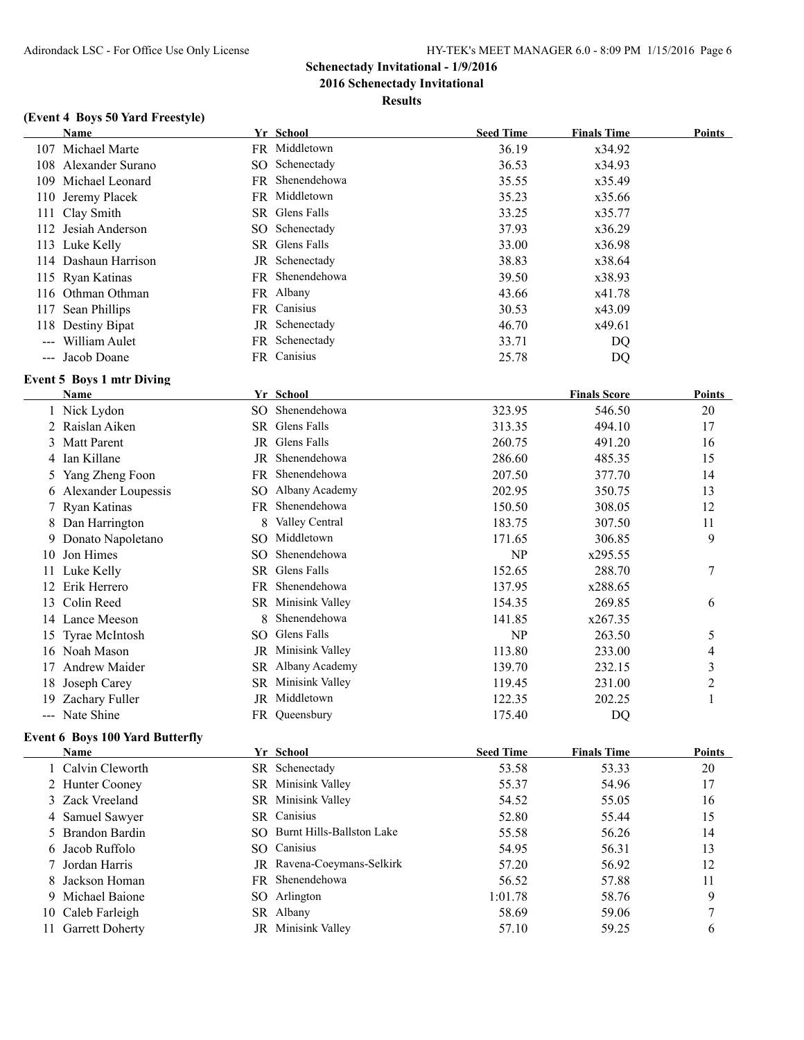**Schenectady Invitational - 1/9/2016**

**2016 Schenectady Invitational**

**Results**

### (Event 4 Boys 50 Yard Freestyle)

| | Name | Yr | School | Seed Time | Finals Time | Points |
|---|---|---|---|---|---|---|
| 107 | Michael Marte | FR | Middletown | 36.19 | x34.92 | |
| 108 | Alexander Surano | SO | Schenectady | 36.53 | x34.93 | |
| 109 | Michael Leonard | FR | Shenendehowa | 35.55 | x35.49 | |
| 110 | Jeremy Placek | FR | Middletown | 35.23 | x35.66 | |
| 111 | Clay Smith | SR | Glens Falls | 33.25 | x35.77 | |
| 112 | Jesiah Anderson | SO | Schenectady | 37.93 | x36.29 | |
| 113 | Luke Kelly | SR | Glens Falls | 33.00 | x36.98 | |
| 114 | Dashaun Harrison | JR | Schenectady | 38.83 | x38.64 | |
| 115 | Ryan Katinas | FR | Shenendehowa | 39.50 | x38.93 | |
| 116 | Othman Othman | FR | Albany | 43.66 | x41.78 | |
| 117 | Sean Phillips | FR | Canisius | 30.53 | x43.09 | |
| 118 | Destiny Bipat | JR | Schenectady | 46.70 | x49.61 | |
| --- | William Aulet | FR | Schenectady | 33.71 | DQ | |
| --- | Jacob Doane | FR | Canisius | 25.78 | DQ | |

### Event 5 Boys 1 mtr Diving

| | Name | Yr | School | | Finals Score | Points |
|---|---|---|---|---|---|---|
| 1 | Nick Lydon | SO | Shenendehowa | 323.95 | 546.50 | 20 |
| 2 | Raislan Aiken | SR | Glens Falls | 313.35 | 494.10 | 17 |
| 3 | Matt Parent | JR | Glens Falls | 260.75 | 491.20 | 16 |
| 4 | Ian Killane | JR | Shenendehowa | 286.60 | 485.35 | 15 |
| 5 | Yang Zheng Foon | FR | Shenendehowa | 207.50 | 377.70 | 14 |
| 6 | Alexander Loupessis | SO | Albany Academy | 202.95 | 350.75 | 13 |
| 7 | Ryan Katinas | FR | Shenendehowa | 150.50 | 308.05 | 12 |
| 8 | Dan Harrington | 8 | Valley Central | 183.75 | 307.50 | 11 |
| 9 | Donato Napoletano | SO | Middletown | 171.65 | 306.85 | 9 |
| 10 | Jon Himes | SO | Shenendehowa | NP | x295.55 | |
| 11 | Luke Kelly | SR | Glens Falls | 152.65 | 288.70 | 7 |
| 12 | Erik Herrero | FR | Shenendehowa | 137.95 | x288.65 | |
| 13 | Colin Reed | SR | Minisink Valley | 154.35 | 269.85 | 6 |
| 14 | Lance Meeson | 8 | Shenendehowa | 141.85 | x267.35 | |
| 15 | Tyrae McIntosh | SO | Glens Falls | NP | 263.50 | 5 |
| 16 | Noah Mason | JR | Minisink Valley | 113.80 | 233.00 | 4 |
| 17 | Andrew Maider | SR | Albany Academy | 139.70 | 232.15 | 3 |
| 18 | Joseph Carey | SR | Minisink Valley | 119.45 | 231.00 | 2 |
| 19 | Zachary Fuller | JR | Middletown | 122.35 | 202.25 | 1 |
| --- | Nate Shine | FR | Queensbury | 175.40 | DQ | |

### Event 6 Boys 100 Yard Butterfly

| | Name | Yr | School | Seed Time | Finals Time | Points |
|---|---|---|---|---|---|---|
| 1 | Calvin Cleworth | SR | Schenectady | 53.58 | 53.33 | 20 |
| 2 | Hunter Cooney | SR | Minisink Valley | 55.37 | 54.96 | 17 |
| 3 | Zack Vreeland | SR | Minisink Valley | 54.52 | 55.05 | 16 |
| 4 | Samuel Sawyer | SR | Canisius | 52.80 | 55.44 | 15 |
| 5 | Brandon Bardin | SO | Burnt Hills-Ballston Lake | 55.58 | 56.26 | 14 |
| 6 | Jacob Ruffolo | SO | Canisius | 54.95 | 56.31 | 13 |
| 7 | Jordan Harris | JR | Ravena-Coeymans-Selkirk | 57.20 | 56.92 | 12 |
| 8 | Jackson Homan | FR | Shenendehowa | 56.52 | 57.88 | 11 |
| 9 | Michael Baione | SO | Arlington | 1:01.78 | 58.76 | 9 |
| 10 | Caleb Farleigh | SR | Albany | 58.69 | 59.06 | 7 |
| 11 | Garrett Doherty | JR | Minisink Valley | 57.10 | 59.25 | 6 |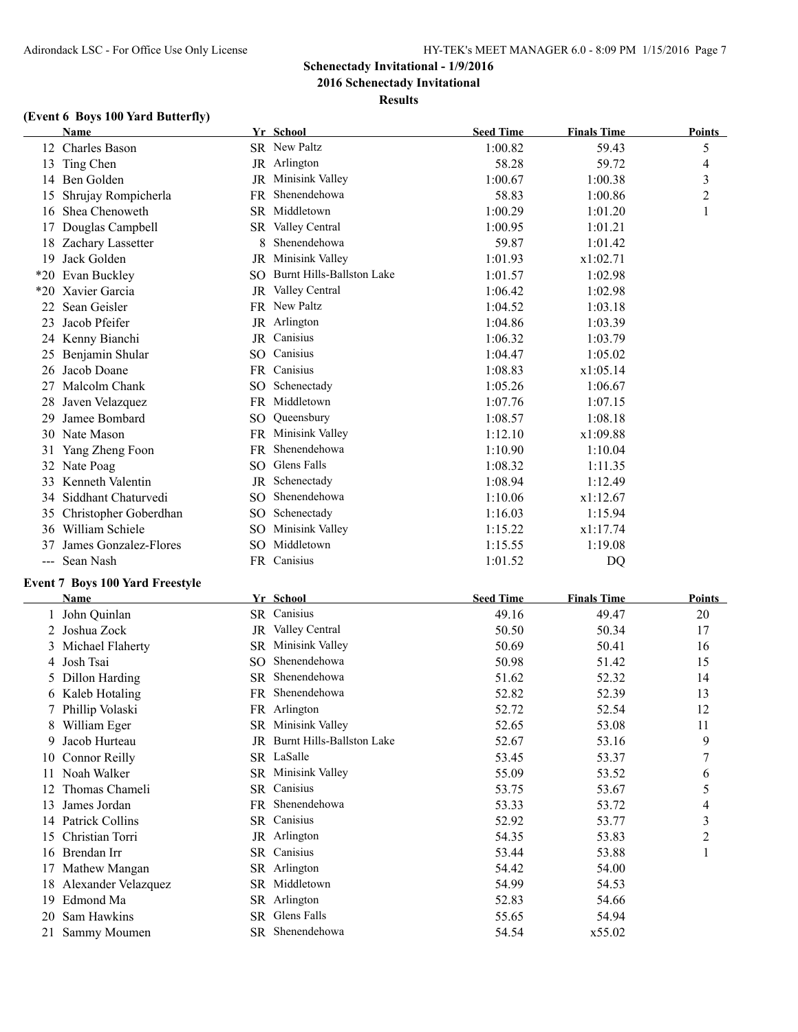# Schenectady Invitational - 1/9/2016

## 2016 Schenectady Invitational

### Results

**(Event 6 Boys 100 Yard Butterfly)**

| | Name | Yr | School | Seed Time | Finals Time | Points |
|---|---|---|---|---|---|---|
| 12 | Charles Bason | SR | New Paltz | 1:00.82 | 59.43 | 5 |
| 13 | Ting Chen | JR | Arlington | 58.28 | 59.72 | 4 |
| 14 | Ben Golden | JR | Minisink Valley | 1:00.67 | 1:00.38 | 3 |
| 15 | Shrujay Rompicherla | FR | Shenendehowa | 58.83 | 1:00.86 | 2 |
| 16 | Shea Chenoweth | SR | Middletown | 1:00.29 | 1:01.20 | 1 |
| 17 | Douglas Campbell | SR | Valley Central | 1:00.95 | 1:01.21 | |
| 18 | Zachary Lassetter | 8 | Shenendehowa | 59.87 | 1:01.42 | |
| 19 | Jack Golden | JR | Minisink Valley | 1:01.93 | x1:02.71 | |
| *20 | Evan Buckley | SO | Burnt Hills-Ballston Lake | 1:01.57 | 1:02.98 | |
| *20 | Xavier Garcia | JR | Valley Central | 1:06.42 | 1:02.98 | |
| 22 | Sean Geisler | FR | New Paltz | 1:04.52 | 1:03.18 | |
| 23 | Jacob Pfeifer | JR | Arlington | 1:04.86 | 1:03.39 | |
| 24 | Kenny Bianchi | JR | Canisius | 1:06.32 | 1:03.79 | |
| 25 | Benjamin Shular | SO | Canisius | 1:04.47 | 1:05.02 | |
| 26 | Jacob Doane | FR | Canisius | 1:08.83 | x1:05.14 | |
| 27 | Malcolm Chank | SO | Schenectady | 1:05.26 | 1:06.67 | |
| 28 | Javen Velazquez | FR | Middletown | 1:07.76 | 1:07.15 | |
| 29 | Jamee Bombard | SO | Queensbury | 1:08.57 | 1:08.18 | |
| 30 | Nate Mason | FR | Minisink Valley | 1:12.10 | x1:09.88 | |
| 31 | Yang Zheng Foon | FR | Shenendehowa | 1:10.90 | 1:10.04 | |
| 32 | Nate Poag | SO | Glens Falls | 1:08.32 | 1:11.35 | |
| 33 | Kenneth Valentin | JR | Schenectady | 1:08.94 | 1:12.49 | |
| 34 | Siddhant Chaturvedi | SO | Shenendehowa | 1:10.06 | x1:12.67 | |
| 35 | Christopher Goberdhan | SO | Schenectady | 1:16.03 | 1:15.94 | |
| 36 | William Schiele | SO | Minisink Valley | 1:15.22 | x1:17.74 | |
| 37 | James Gonzalez-Flores | SO | Middletown | 1:15.55 | 1:19.08 | |
| --- | Sean Nash | FR | Canisius | 1:01.52 | DQ | |

**Event 7 Boys 100 Yard Freestyle**

| | Name | Yr | School | Seed Time | Finals Time | Points |
|---|---|---|---|---|---|---|
| 1 | John Quinlan | SR | Canisius | 49.16 | 49.47 | 20 |
| 2 | Joshua Zock | JR | Valley Central | 50.50 | 50.34 | 17 |
| 3 | Michael Flaherty | SR | Minisink Valley | 50.69 | 50.41 | 16 |
| 4 | Josh Tsai | SO | Shenendehowa | 50.98 | 51.42 | 15 |
| 5 | Dillon Harding | SR | Shenendehowa | 51.62 | 52.32 | 14 |
| 6 | Kaleb Hotaling | FR | Shenendehowa | 52.82 | 52.39 | 13 |
| 7 | Phillip Volaski | FR | Arlington | 52.72 | 52.54 | 12 |
| 8 | William Eger | SR | Minisink Valley | 52.65 | 53.08 | 11 |
| 9 | Jacob Hurteau | JR | Burnt Hills-Ballston Lake | 52.67 | 53.16 | 9 |
| 10 | Connor Reilly | SR | LaSalle | 53.45 | 53.37 | 7 |
| 11 | Noah Walker | SR | Minisink Valley | 55.09 | 53.52 | 6 |
| 12 | Thomas Chameli | SR | Canisius | 53.75 | 53.67 | 5 |
| 13 | James Jordan | FR | Shenendehowa | 53.33 | 53.72 | 4 |
| 14 | Patrick Collins | SR | Canisius | 52.92 | 53.77 | 3 |
| 15 | Christian Torri | JR | Arlington | 54.35 | 53.83 | 2 |
| 16 | Brendan Irr | SR | Canisius | 53.44 | 53.88 | 1 |
| 17 | Mathew Mangan | SR | Arlington | 54.42 | 54.00 | |
| 18 | Alexander Velazquez | SR | Middletown | 54.99 | 54.53 | |
| 19 | Edmond Ma | SR | Arlington | 52.83 | 54.66 | |
| 20 | Sam Hawkins | SR | Glens Falls | 55.65 | 54.94 | |
| 21 | Sammy Moumen | SR | Shenendehowa | 54.54 | x55.02 | |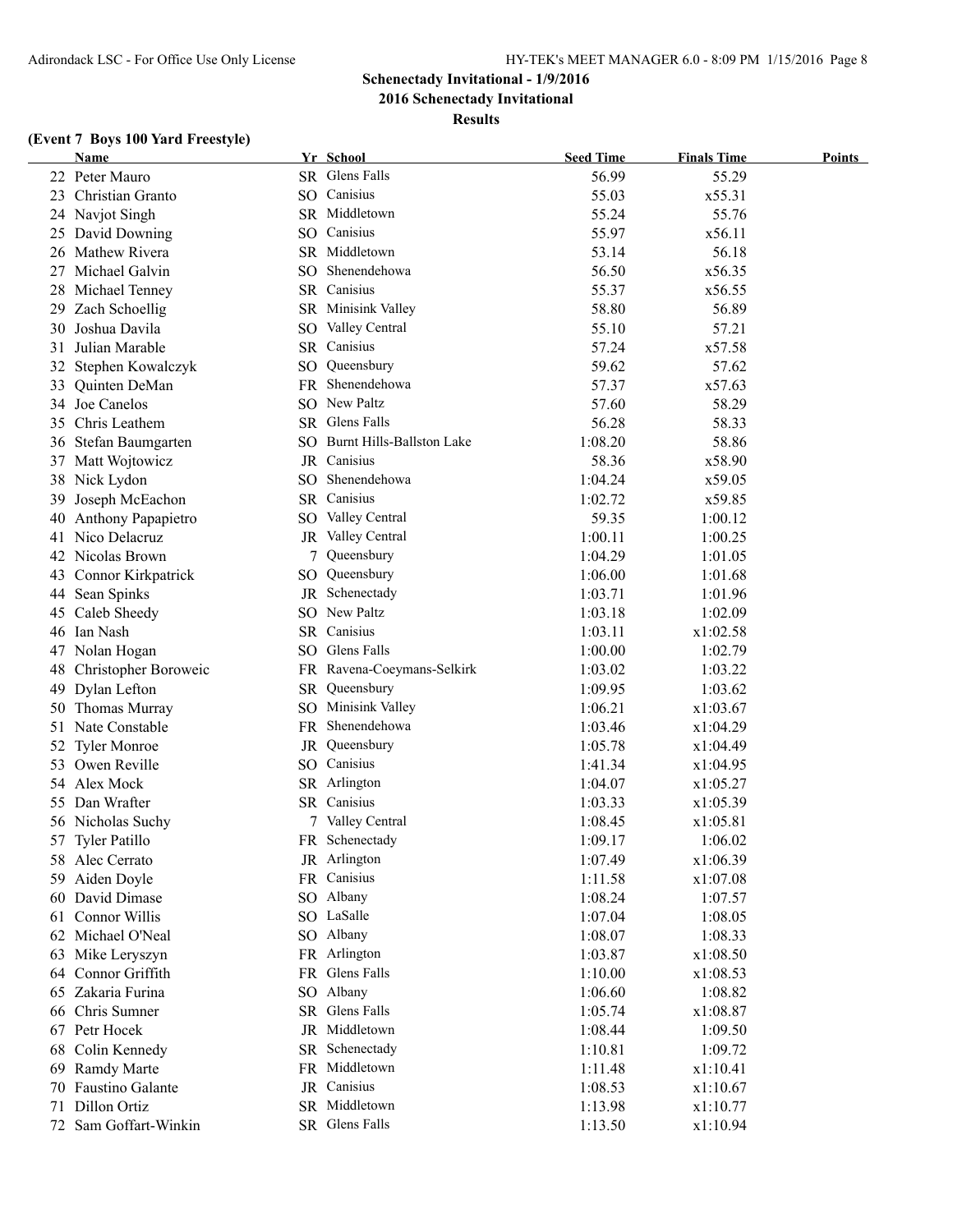**Schenectady Invitational - 1/9/2016**

**2016 Schenectady Invitational**

**Results**

**(Event 7 Boys 100 Yard Freestyle)**

| | Name | Yr | School | Seed Time | Finals Time | Points |
|---|---|---|---|---|---|---|
| 22 | Peter Mauro | SR | Glens Falls | 56.99 | 55.29 | |
| 23 | Christian Granto | SO | Canisius | 55.03 | x55.31 | |
| 24 | Navjot Singh | SR | Middletown | 55.24 | 55.76 | |
| 25 | David Downing | SO | Canisius | 55.97 | x56.11 | |
| 26 | Mathew Rivera | SR | Middletown | 53.14 | 56.18 | |
| 27 | Michael Galvin | SO | Shenendehowa | 56.50 | x56.35 | |
| 28 | Michael Tenney | SR | Canisius | 55.37 | x56.55 | |
| 29 | Zach Schoellig | SR | Minisink Valley | 58.80 | 56.89 | |
| 30 | Joshua Davila | SO | Valley Central | 55.10 | 57.21 | |
| 31 | Julian Marable | SR | Canisius | 57.24 | x57.58 | |
| 32 | Stephen Kowalczyk | SO | Queensbury | 59.62 | 57.62 | |
| 33 | Quinten DeMan | FR | Shenendehowa | 57.37 | x57.63 | |
| 34 | Joe Canelos | SO | New Paltz | 57.60 | 58.29 | |
| 35 | Chris Leathem | SR | Glens Falls | 56.28 | 58.33 | |
| 36 | Stefan Baumgarten | SO | Burnt Hills-Ballston Lake | 1:08.20 | 58.86 | |
| 37 | Matt Wojtowicz | JR | Canisius | 58.36 | x58.90 | |
| 38 | Nick Lydon | SO | Shenendehowa | 1:04.24 | x59.05 | |
| 39 | Joseph McEachon | SR | Canisius | 1:02.72 | x59.85 | |
| 40 | Anthony Papapietro | SO | Valley Central | 59.35 | 1:00.12 | |
| 41 | Nico Delacruz | JR | Valley Central | 1:00.11 | 1:00.25 | |
| 42 | Nicolas Brown | 7 | Queensbury | 1:04.29 | 1:01.05 | |
| 43 | Connor Kirkpatrick | SO | Queensbury | 1:06.00 | 1:01.68 | |
| 44 | Sean Spinks | JR | Schenectady | 1:03.71 | 1:01.96 | |
| 45 | Caleb Sheedy | SO | New Paltz | 1:03.18 | 1:02.09 | |
| 46 | Ian Nash | SR | Canisius | 1:03.11 | x1:02.58 | |
| 47 | Nolan Hogan | SO | Glens Falls | 1:00.00 | 1:02.79 | |
| 48 | Christopher Boroweic | FR | Ravena-Coeymans-Selkirk | 1:03.02 | 1:03.22 | |
| 49 | Dylan Lefton | SR | Queensbury | 1:09.95 | 1:03.62 | |
| 50 | Thomas Murray | SO | Minisink Valley | 1:06.21 | x1:03.67 | |
| 51 | Nate Constable | FR | Shenendehowa | 1:03.46 | x1:04.29 | |
| 52 | Tyler Monroe | JR | Queensbury | 1:05.78 | x1:04.49 | |
| 53 | Owen Reville | SO | Canisius | 1:41.34 | x1:04.95 | |
| 54 | Alex Mock | SR | Arlington | 1:04.07 | x1:05.27 | |
| 55 | Dan Wrafter | SR | Canisius | 1:03.33 | x1:05.39 | |
| 56 | Nicholas Suchy | 7 | Valley Central | 1:08.45 | x1:05.81 | |
| 57 | Tyler Patillo | FR | Schenectady | 1:09.17 | 1:06.02 | |
| 58 | Alec Cerrato | JR | Arlington | 1:07.49 | x1:06.39 | |
| 59 | Aiden Doyle | FR | Canisius | 1:11.58 | x1:07.08 | |
| 60 | David Dimase | SO | Albany | 1:08.24 | 1:07.57 | |
| 61 | Connor Willis | SO | LaSalle | 1:07.04 | 1:08.05 | |
| 62 | Michael O'Neal | SO | Albany | 1:08.07 | 1:08.33 | |
| 63 | Mike Leryszyn | FR | Arlington | 1:03.87 | x1:08.50 | |
| 64 | Connor Griffith | FR | Glens Falls | 1:10.00 | x1:08.53 | |
| 65 | Zakaria Furina | SO | Albany | 1:06.60 | 1:08.82 | |
| 66 | Chris Sumner | SR | Glens Falls | 1:05.74 | x1:08.87 | |
| 67 | Petr Hocek | JR | Middletown | 1:08.44 | 1:09.50 | |
| 68 | Colin Kennedy | SR | Schenectady | 1:10.81 | 1:09.72 | |
| 69 | Ramdy Marte | FR | Middletown | 1:11.48 | x1:10.41 | |
| 70 | Faustino Galante | JR | Canisius | 1:08.53 | x1:10.67 | |
| 71 | Dillon Ortiz | SR | Middletown | 1:13.98 | x1:10.77 | |
| 72 | Sam Goffart-Winkin | SR | Glens Falls | 1:13.50 | x1:10.94 | |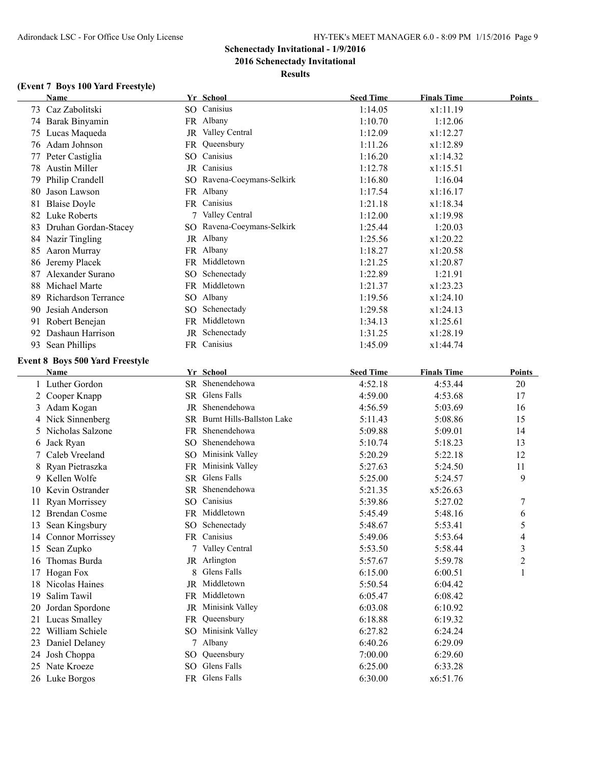**Schenectady Invitational - 1/9/2016**

**2016 Schenectady Invitational**

**Results**

### (Event 7 Boys 100 Yard Freestyle)

| | Name | Yr | School | Seed Time | Finals Time | Points |
|---|---|---|---|---|---|---|
| 73 | Caz Zabolitski | SO | Canisius | 1:14.05 | x1:11.19 | |
| 74 | Barak Binyamin | FR | Albany | 1:10.70 | 1:12.06 | |
| 75 | Lucas Maqueda | JR | Valley Central | 1:12.09 | x1:12.27 | |
| 76 | Adam Johnson | FR | Queensbury | 1:11.26 | x1:12.89 | |
| 77 | Peter Castiglia | SO | Canisius | 1:16.20 | x1:14.32 | |
| 78 | Austin Miller | JR | Canisius | 1:12.78 | x1:15.51 | |
| 79 | Philip Crandell | SO | Ravena-Coeymans-Selkirk | 1:16.80 | 1:16.04 | |
| 80 | Jason Lawson | FR | Albany | 1:17.54 | x1:16.17 | |
| 81 | Blaise Doyle | FR | Canisius | 1:21.18 | x1:18.34 | |
| 82 | Luke Roberts | 7 | Valley Central | 1:12.00 | x1:19.98 | |
| 83 | Druhan Gordan-Stacey | SO | Ravena-Coeymans-Selkirk | 1:25.44 | 1:20.03 | |
| 84 | Nazir Tingling | JR | Albany | 1:25.56 | x1:20.22 | |
| 85 | Aaron Murray | FR | Albany | 1:18.27 | x1:20.58 | |
| 86 | Jeremy Placek | FR | Middletown | 1:21.25 | x1:20.87 | |
| 87 | Alexander Surano | SO | Schenectady | 1:22.89 | 1:21.91 | |
| 88 | Michael Marte | FR | Middletown | 1:21.37 | x1:23.23 | |
| 89 | Richardson Terrance | SO | Albany | 1:19.56 | x1:24.10 | |
| 90 | Jesiah Anderson | SO | Schenectady | 1:29.58 | x1:24.13 | |
| 91 | Robert Benejan | FR | Middletown | 1:34.13 | x1:25.61 | |
| 92 | Dashaun Harrison | JR | Schenectady | 1:31.25 | x1:28.19 | |
| 93 | Sean Phillips | FR | Canisius | 1:45.09 | x1:44.74 | |

### Event 8 Boys 500 Yard Freestyle

| | Name | Yr | School | Seed Time | Finals Time | Points |
|---|---|---|---|---|---|---|
| 1 | Luther Gordon | SR | Shenendehowa | 4:52.18 | 4:53.44 | 20 |
| 2 | Cooper Knapp | SR | Glens Falls | 4:59.00 | 4:53.68 | 17 |
| 3 | Adam Kogan | JR | Shenendehowa | 4:56.59 | 5:03.69 | 16 |
| 4 | Nick Sinnenberg | SR | Burnt Hills-Ballston Lake | 5:11.43 | 5:08.86 | 15 |
| 5 | Nicholas Salzone | FR | Shenendehowa | 5:09.88 | 5:09.01 | 14 |
| 6 | Jack Ryan | SO | Shenendehowa | 5:10.74 | 5:18.23 | 13 |
| 7 | Caleb Vreeland | SO | Minisink Valley | 5:20.29 | 5:22.18 | 12 |
| 8 | Ryan Pietraszka | FR | Minisink Valley | 5:27.63 | 5:24.50 | 11 |
| 9 | Kellen Wolfe | SR | Glens Falls | 5:25.00 | 5:24.57 | 9 |
| 10 | Kevin Ostrander | SR | Shenendehowa | 5:21.35 | x5:26.63 | |
| 11 | Ryan Morrissey | SO | Canisius | 5:39.86 | 5:27.02 | 7 |
| 12 | Brendan Cosme | FR | Middletown | 5:45.49 | 5:48.16 | 6 |
| 13 | Sean Kingsbury | SO | Schenectady | 5:48.67 | 5:53.41 | 5 |
| 14 | Connor Morrissey | FR | Canisius | 5:49.06 | 5:53.64 | 4 |
| 15 | Sean Zupko | 7 | Valley Central | 5:53.50 | 5:58.44 | 3 |
| 16 | Thomas Burda | JR | Arlington | 5:57.67 | 5:59.78 | 2 |
| 17 | Hogan Fox | 8 | Glens Falls | 6:15.00 | 6:00.51 | 1 |
| 18 | Nicolas Haines | JR | Middletown | 5:50.54 | 6:04.42 | |
| 19 | Salim Tawil | FR | Middletown | 6:05.47 | 6:08.42 | |
| 20 | Jordan Spordone | JR | Minisink Valley | 6:03.08 | 6:10.92 | |
| 21 | Lucas Smalley | FR | Queensbury | 6:18.88 | 6:19.32 | |
| 22 | William Schiele | SO | Minisink Valley | 6:27.82 | 6:24.24 | |
| 23 | Daniel Delaney | 7 | Albany | 6:40.26 | 6:29.09 | |
| 24 | Josh Choppa | SO | Queensbury | 7:00.00 | 6:29.60 | |
| 25 | Nate Kroeze | SO | Glens Falls | 6:25.00 | 6:33.28 | |
| 26 | Luke Borgos | FR | Glens Falls | 6:30.00 | x6:51.76 | |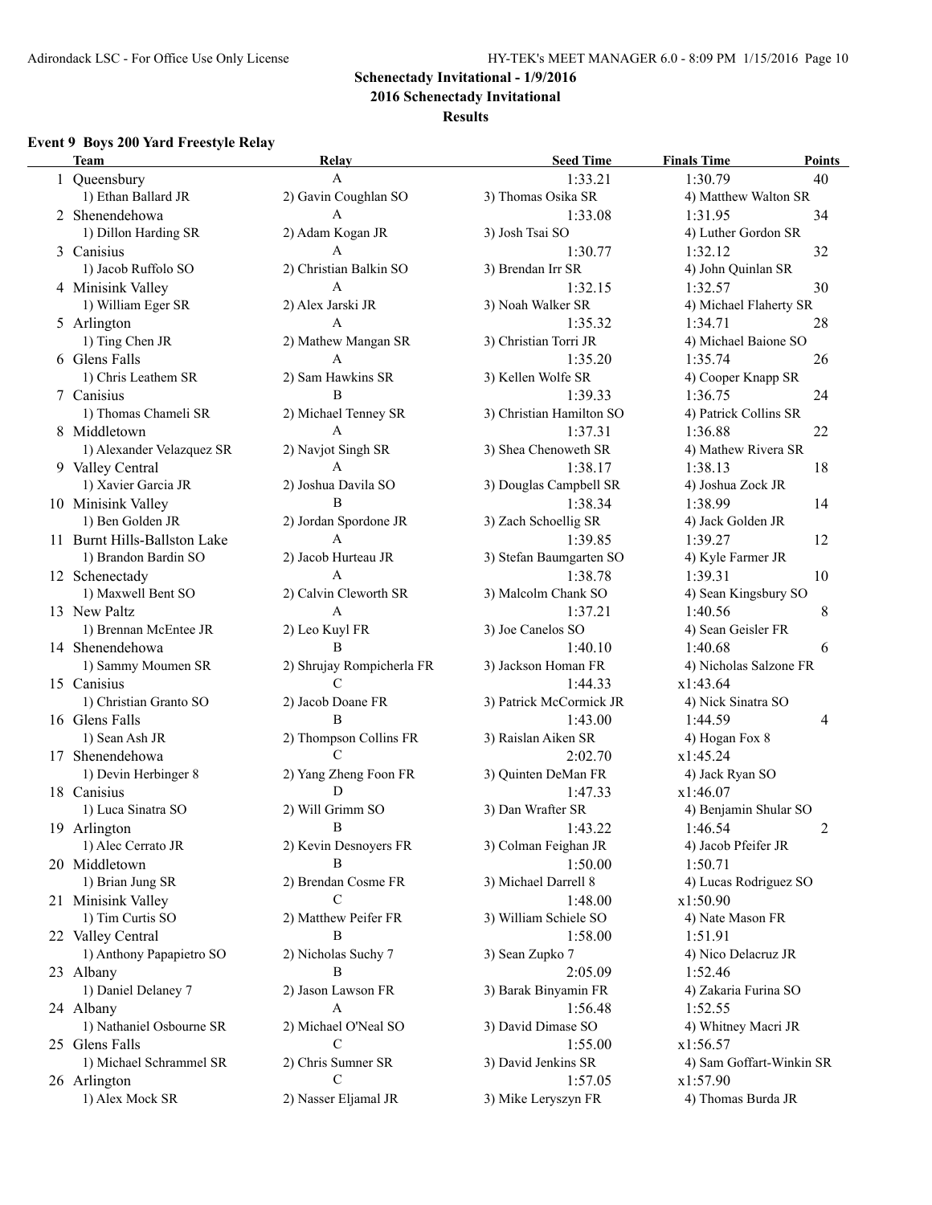**Schenectady Invitational - 1/9/2016**

**2016 Schenectady Invitational**

**Results**

### Event 9 Boys 200 Yard Freestyle Relay

| | Team | Relay | Seed Time | Finals Time | Points |
|---|---|---|---|---|---|
| 1 | Queensbury | A | 1:33.21 | 1:30.79 | 40 |
| | 1) Ethan Ballard JR | 2) Gavin Coughlan SO | 3) Thomas Osika SR | 4) Matthew Walton SR | |
| 2 | Shenendehowa | A | 1:33.08 | 1:31.95 | 34 |
| | 1) Dillon Harding SR | 2) Adam Kogan JR | 3) Josh Tsai SO | 4) Luther Gordon SR | |
| 3 | Canisius | A | 1:30.77 | 1:32.12 | 32 |
| | 1) Jacob Ruffolo SO | 2) Christian Balkin SO | 3) Brendan Irr SR | 4) John Quinlan SR | |
| 4 | Minisink Valley | A | 1:32.15 | 1:32.57 | 30 |
| | 1) William Eger SR | 2) Alex Jarski JR | 3) Noah Walker SR | 4) Michael Flaherty SR | |
| 5 | Arlington | A | 1:35.32 | 1:34.71 | 28 |
| | 1) Ting Chen JR | 2) Mathew Mangan SR | 3) Christian Torri JR | 4) Michael Baione SO | |
| 6 | Glens Falls | A | 1:35.20 | 1:35.74 | 26 |
| | 1) Chris Leathem SR | 2) Sam Hawkins SR | 3) Kellen Wolfe SR | 4) Cooper Knapp SR | |
| 7 | Canisius | B | 1:39.33 | 1:36.75 | 24 |
| | 1) Thomas Chameli SR | 2) Michael Tenney SR | 3) Christian Hamilton SO | 4) Patrick Collins SR | |
| 8 | Middletown | A | 1:37.31 | 1:36.88 | 22 |
| | 1) Alexander Velazquez SR | 2) Navjot Singh SR | 3) Shea Chenoweth SR | 4) Mathew Rivera SR | |
| 9 | Valley Central | A | 1:38.17 | 1:38.13 | 18 |
| | 1) Xavier Garcia JR | 2) Joshua Davila SO | 3) Douglas Campbell SR | 4) Joshua Zock JR | |
| 10 | Minisink Valley | B | 1:38.34 | 1:38.99 | 14 |
| | 1) Ben Golden JR | 2) Jordan Spordone JR | 3) Zach Schoellig SR | 4) Jack Golden JR | |
| 11 | Burnt Hills-Ballston Lake | A | 1:39.85 | 1:39.27 | 12 |
| | 1) Brandon Bardin SO | 2) Jacob Hurteau JR | 3) Stefan Baumgarten SO | 4) Kyle Farmer JR | |
| 12 | Schenectady | A | 1:38.78 | 1:39.31 | 10 |
| | 1) Maxwell Bent SO | 2) Calvin Cleworth SR | 3) Malcolm Chank SO | 4) Sean Kingsbury SO | |
| 13 | New Paltz | A | 1:37.21 | 1:40.56 | 8 |
| | 1) Brennan McEntee JR | 2) Leo Kuyl FR | 3) Joe Canelos SO | 4) Sean Geisler FR | |
| 14 | Shenendehowa | B | 1:40.10 | 1:40.68 | 6 |
| | 1) Sammy Moumen SR | 2) Shrujay Rompicherla FR | 3) Jackson Homan FR | 4) Nicholas Salzone FR | |
| 15 | Canisius | C | 1:44.33 | x1:43.64 | |
| | 1) Christian Granto SO | 2) Jacob Doane FR | 3) Patrick McCormick JR | 4) Nick Sinatra SO | |
| 16 | Glens Falls | B | 1:43.00 | 1:44.59 | 4 |
| | 1) Sean Ash JR | 2) Thompson Collins FR | 3) Raislan Aiken SR | 4) Hogan Fox 8 | |
| 17 | Shenendehowa | C | 2:02.70 | x1:45.24 | |
| | 1) Devin Herbinger 8 | 2) Yang Zheng Foon FR | 3) Quinten DeMan FR | 4) Jack Ryan SO | |
| 18 | Canisius | D | 1:47.33 | x1:46.07 | |
| | 1) Luca Sinatra SO | 2) Will Grimm SO | 3) Dan Wrafter SR | 4) Benjamin Shular SO | |
| 19 | Arlington | B | 1:43.22 | 1:46.54 | 2 |
| | 1) Alec Cerrato JR | 2) Kevin Desnoyers FR | 3) Colman Feighan JR | 4) Jacob Pfeifer JR | |
| 20 | Middletown | B | 1:50.00 | 1:50.71 | |
| | 1) Brian Jung SR | 2) Brendan Cosme FR | 3) Michael Darrell 8 | 4) Lucas Rodriguez SO | |
| 21 | Minisink Valley | C | 1:48.00 | x1:50.90 | |
| | 1) Tim Curtis SO | 2) Matthew Peifer FR | 3) William Schiele SO | 4) Nate Mason FR | |
| 22 | Valley Central | B | 1:58.00 | 1:51.91 | |
| | 1) Anthony Papapietro SO | 2) Nicholas Suchy 7 | 3) Sean Zupko 7 | 4) Nico Delacruz JR | |
| 23 | Albany | B | 2:05.09 | 1:52.46 | |
| | 1) Daniel Delaney 7 | 2) Jason Lawson FR | 3) Barak Binyamin FR | 4) Zakaria Furina SO | |
| 24 | Albany | A | 1:56.48 | 1:52.55 | |
| | 1) Nathaniel Osbourne SR | 2) Michael O'Neal SO | 3) David Dimase SO | 4) Whitney Macri JR | |
| 25 | Glens Falls | C | 1:55.00 | x1:56.57 | |
| | 1) Michael Schrammel SR | 2) Chris Sumner SR | 3) David Jenkins SR | 4) Sam Goffart-Winkin SR | |
| 26 | Arlington | C | 1:57.05 | x1:57.90 | |
| | 1) Alex Mock SR | 2) Nasser Eljamal JR | 3) Mike Leryszyn FR | 4) Thomas Burda JR | |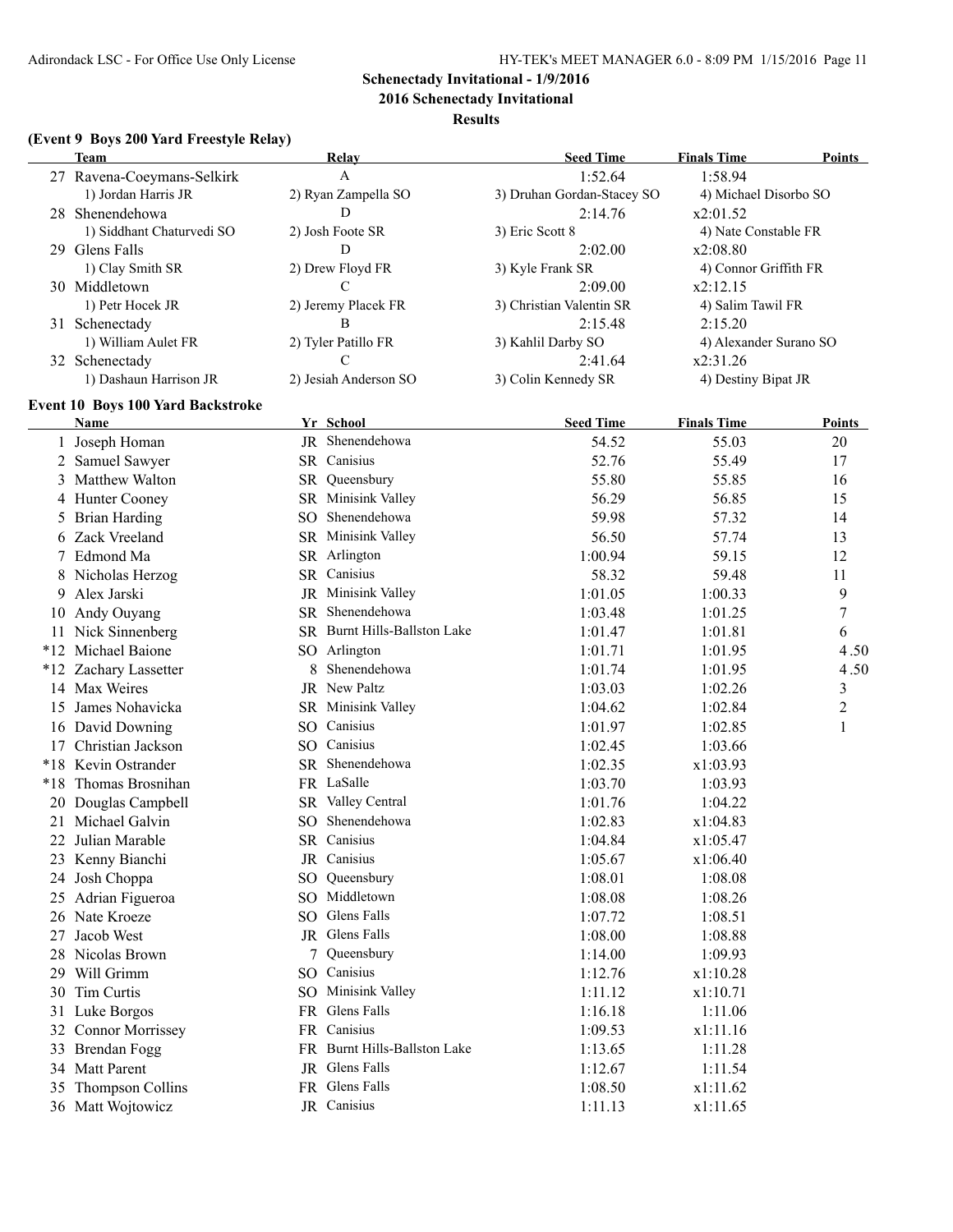**Schenectady Invitational - 1/9/2016**

**2016 Schenectady Invitational**

**Results**

### (Event 9 Boys 200 Yard Freestyle Relay)

| | Team | Relay | Seed Time | Finals Time | Points |
|---|---|---|---|---|---|
| 27 | Ravena-Coeymans-Selkirk | A | 1:52.64 | 1:58.94 | |
| | 1) Jordan Harris JR | 2) Ryan Zampella SO | 3) Druhan Gordan-Stacey SO | 4) Michael Disorbo SO | |
| 28 | Shenendehowa | D | 2:14.76 | x2:01.52 | |
| | 1) Siddhant Chaturvedi SO | 2) Josh Foote SR | 3) Eric Scott 8 | 4) Nate Constable FR | |
| 29 | Glens Falls | D | 2:02.00 | x2:08.80 | |
| | 1) Clay Smith SR | 2) Drew Floyd FR | 3) Kyle Frank SR | 4) Connor Griffith FR | |
| 30 | Middletown | C | 2:09.00 | x2:12.15 | |
| | 1) Petr Hocek JR | 2) Jeremy Placek FR | 3) Christian Valentin SR | 4) Salim Tawil FR | |
| 31 | Schenectady | B | 2:15.48 | 2:15.20 | |
| | 1) William Aulet FR | 2) Tyler Patillo FR | 3) Kahlil Darby SO | 4) Alexander Surano SO | |
| 32 | Schenectady | C | 2:41.64 | x2:31.26 | |
| | 1) Dashaun Harrison JR | 2) Jesiah Anderson SO | 3) Colin Kennedy SR | 4) Destiny Bipat JR | |

### Event 10 Boys 100 Yard Backstroke

| | Name | Yr | School | Seed Time | Finals Time | Points |
|---|---|---|---|---|---|---|
| 1 | Joseph Homan | JR | Shenendehowa | 54.52 | 55.03 | 20 |
| 2 | Samuel Sawyer | SR | Canisius | 52.76 | 55.49 | 17 |
| 3 | Matthew Walton | SR | Queensbury | 55.80 | 55.85 | 16 |
| 4 | Hunter Cooney | SR | Minisink Valley | 56.29 | 56.85 | 15 |
| 5 | Brian Harding | SO | Shenendehowa | 59.98 | 57.32 | 14 |
| 6 | Zack Vreeland | SR | Minisink Valley | 56.50 | 57.74 | 13 |
| 7 | Edmond Ma | SR | Arlington | 1:00.94 | 59.15 | 12 |
| 8 | Nicholas Herzog | SR | Canisius | 58.32 | 59.48 | 11 |
| 9 | Alex Jarski | JR | Minisink Valley | 1:01.05 | 1:00.33 | 9 |
| 10 | Andy Ouyang | SR | Shenendehowa | 1:03.48 | 1:01.25 | 7 |
| 11 | Nick Sinnenberg | SR | Burnt Hills-Ballston Lake | 1:01.47 | 1:01.81 | 6 |
| *12 | Michael Baione | SO | Arlington | 1:01.71 | 1:01.95 | 4.50 |
| *12 | Zachary Lassetter | 8 | Shenendehowa | 1:01.74 | 1:01.95 | 4.50 |
| 14 | Max Weires | JR | New Paltz | 1:03.03 | 1:02.26 | 3 |
| 15 | James Nohavicka | SR | Minisink Valley | 1:04.62 | 1:02.84 | 2 |
| 16 | David Downing | SO | Canisius | 1:01.97 | 1:02.85 | 1 |
| 17 | Christian Jackson | SO | Canisius | 1:02.45 | 1:03.66 | |
| *18 | Kevin Ostrander | SR | Shenendehowa | 1:02.35 | x1:03.93 | |
| *18 | Thomas Brosnihan | FR | LaSalle | 1:03.70 | 1:03.93 | |
| 20 | Douglas Campbell | SR | Valley Central | 1:01.76 | 1:04.22 | |
| 21 | Michael Galvin | SO | Shenendehowa | 1:02.83 | x1:04.83 | |
| 22 | Julian Marable | SR | Canisius | 1:04.84 | x1:05.47 | |
| 23 | Kenny Bianchi | JR | Canisius | 1:05.67 | x1:06.40 | |
| 24 | Josh Choppa | SO | Queensbury | 1:08.01 | 1:08.08 | |
| 25 | Adrian Figueroa | SO | Middletown | 1:08.08 | 1:08.26 | |
| 26 | Nate Kroeze | SO | Glens Falls | 1:07.72 | 1:08.51 | |
| 27 | Jacob West | JR | Glens Falls | 1:08.00 | 1:08.88 | |
| 28 | Nicolas Brown | 7 | Queensbury | 1:14.00 | 1:09.93 | |
| 29 | Will Grimm | SO | Canisius | 1:12.76 | x1:10.28 | |
| 30 | Tim Curtis | SO | Minisink Valley | 1:11.12 | x1:10.71 | |
| 31 | Luke Borgos | FR | Glens Falls | 1:16.18 | 1:11.06 | |
| 32 | Connor Morrissey | FR | Canisius | 1:09.53 | x1:11.16 | |
| 33 | Brendan Fogg | FR | Burnt Hills-Ballston Lake | 1:13.65 | 1:11.28 | |
| 34 | Matt Parent | JR | Glens Falls | 1:12.67 | 1:11.54 | |
| 35 | Thompson Collins | FR | Glens Falls | 1:08.50 | x1:11.62 | |
| 36 | Matt Wojtowicz | JR | Canisius | 1:11.13 | x1:11.65 | |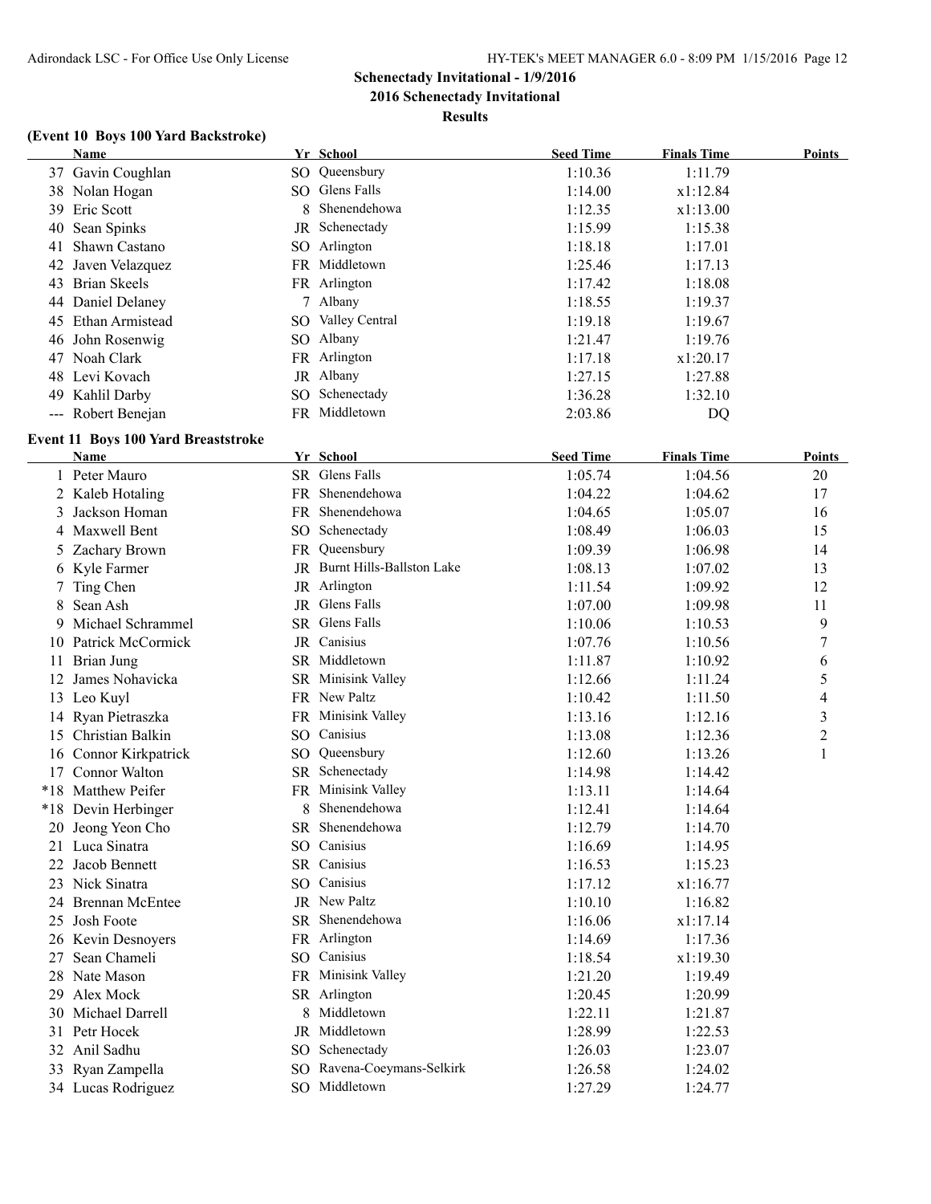## Schenectady Invitational - 1/9/2016

## 2016 Schenectady Invitational

## Results

### (Event 10 Boys 100 Yard Backstroke)

| | Name | Yr | School | Seed Time | Finals Time | Points |
|---|---|---|---|---|---|---|
| 37 | Gavin Coughlan | SO | Queensbury | 1:10.36 | 1:11.79 | |
| 38 | Nolan Hogan | SO | Glens Falls | 1:14.00 | x1:12.84 | |
| 39 | Eric Scott | 8 | Shenendehowa | 1:12.35 | x1:13.00 | |
| 40 | Sean Spinks | JR | Schenectady | 1:15.99 | 1:15.38 | |
| 41 | Shawn Castano | SO | Arlington | 1:18.18 | 1:17.01 | |
| 42 | Javen Velazquez | FR | Middletown | 1:25.46 | 1:17.13 | |
| 43 | Brian Skeels | FR | Arlington | 1:17.42 | 1:18.08 | |
| 44 | Daniel Delaney | 7 | Albany | 1:18.55 | 1:19.37 | |
| 45 | Ethan Armistead | SO | Valley Central | 1:19.18 | 1:19.67 | |
| 46 | John Rosenwig | SO | Albany | 1:21.47 | 1:19.76 | |
| 47 | Noah Clark | FR | Arlington | 1:17.18 | x1:20.17 | |
| 48 | Levi Kovach | JR | Albany | 1:27.15 | 1:27.88 | |
| 49 | Kahlil Darby | SO | Schenectady | 1:36.28 | 1:32.10 | |
| --- | Robert Benejan | FR | Middletown | 2:03.86 | DQ | |

### Event 11 Boys 100 Yard Breaststroke

| | Name | Yr | School | Seed Time | Finals Time | Points |
|---|---|---|---|---|---|---|
| 1 | Peter Mauro | SR | Glens Falls | 1:05.74 | 1:04.56 | 20 |
| 2 | Kaleb Hotaling | FR | Shenendehowa | 1:04.22 | 1:04.62 | 17 |
| 3 | Jackson Homan | FR | Shenendehowa | 1:04.65 | 1:05.07 | 16 |
| 4 | Maxwell Bent | SO | Schenectady | 1:08.49 | 1:06.03 | 15 |
| 5 | Zachary Brown | FR | Queensbury | 1:09.39 | 1:06.98 | 14 |
| 6 | Kyle Farmer | JR | Burnt Hills-Ballston Lake | 1:08.13 | 1:07.02 | 13 |
| 7 | Ting Chen | JR | Arlington | 1:11.54 | 1:09.92 | 12 |
| 8 | Sean Ash | JR | Glens Falls | 1:07.00 | 1:09.98 | 11 |
| 9 | Michael Schrammel | SR | Glens Falls | 1:10.06 | 1:10.53 | 9 |
| 10 | Patrick McCormick | JR | Canisius | 1:07.76 | 1:10.56 | 7 |
| 11 | Brian Jung | SR | Middletown | 1:11.87 | 1:10.92 | 6 |
| 12 | James Nohavicka | SR | Minisink Valley | 1:12.66 | 1:11.24 | 5 |
| 13 | Leo Kuyl | FR | New Paltz | 1:10.42 | 1:11.50 | 4 |
| 14 | Ryan Pietraszka | FR | Minisink Valley | 1:13.16 | 1:12.16 | 3 |
| 15 | Christian Balkin | SO | Canisius | 1:13.08 | 1:12.36 | 2 |
| 16 | Connor Kirkpatrick | SO | Queensbury | 1:12.60 | 1:13.26 | 1 |
| 17 | Connor Walton | SR | Schenectady | 1:14.98 | 1:14.42 | |
| *18 | Matthew Peifer | FR | Minisink Valley | 1:13.11 | 1:14.64 | |
| *18 | Devin Herbinger | 8 | Shenendehowa | 1:12.41 | 1:14.64 | |
| 20 | Jeong Yeon Cho | SR | Shenendehowa | 1:12.79 | 1:14.70 | |
| 21 | Luca Sinatra | SO | Canisius | 1:16.69 | 1:14.95 | |
| 22 | Jacob Bennett | SR | Canisius | 1:16.53 | 1:15.23 | |
| 23 | Nick Sinatra | SO | Canisius | 1:17.12 | x1:16.77 | |
| 24 | Brennan McEntee | JR | New Paltz | 1:10.10 | 1:16.82 | |
| 25 | Josh Foote | SR | Shenendehowa | 1:16.06 | x1:17.14 | |
| 26 | Kevin Desnoyers | FR | Arlington | 1:14.69 | 1:17.36 | |
| 27 | Sean Chameli | SO | Canisius | 1:18.54 | x1:19.30 | |
| 28 | Nate Mason | FR | Minisink Valley | 1:21.20 | 1:19.49 | |
| 29 | Alex Mock | SR | Arlington | 1:20.45 | 1:20.99 | |
| 30 | Michael Darrell | 8 | Middletown | 1:22.11 | 1:21.87 | |
| 31 | Petr Hocek | JR | Middletown | 1:28.99 | 1:22.53 | |
| 32 | Anil Sadhu | SO | Schenectady | 1:26.03 | 1:23.07 | |
| 33 | Ryan Zampella | SO | Ravena-Coeymans-Selkirk | 1:26.58 | 1:24.02 | |
| 34 | Lucas Rodriguez | SO | Middletown | 1:27.29 | 1:24.77 | |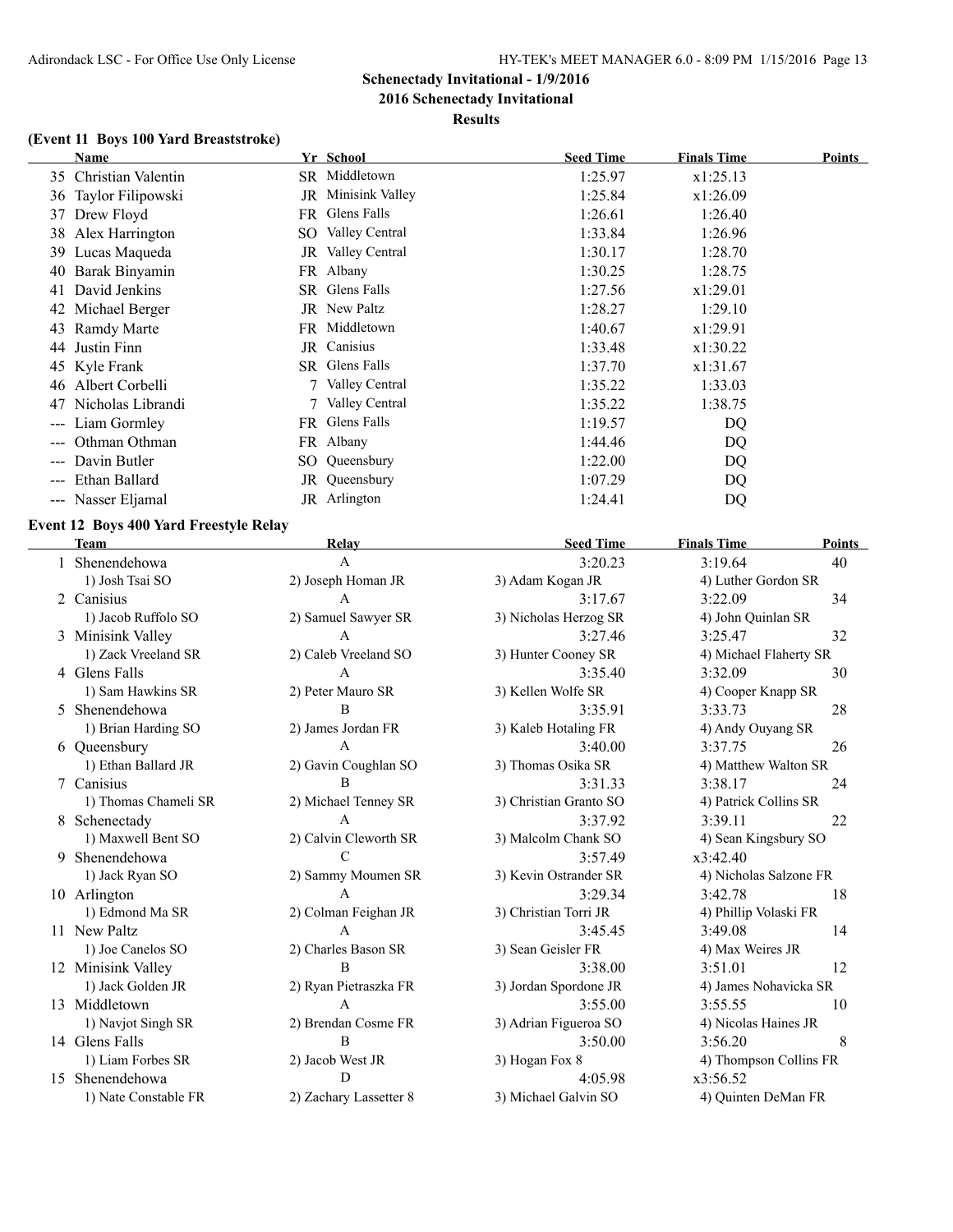# Schenectady Invitational - 1/9/2016

## 2016 Schenectady Invitational

### Results

#### (Event 11 Boys 100 Yard Breaststroke)

| | Name | Yr | School | Seed Time | Finals Time | Points |
|---|---|---|---|---|---|---|
| 35 | Christian Valentin | SR | Middletown | 1:25.97 | x1:25.13 | |
| 36 | Taylor Filipowski | JR | Minisink Valley | 1:25.84 | x1:26.09 | |
| 37 | Drew Floyd | FR | Glens Falls | 1:26.61 | 1:26.40 | |
| 38 | Alex Harrington | SO | Valley Central | 1:33.84 | 1:26.96 | |
| 39 | Lucas Maqueda | JR | Valley Central | 1:30.17 | 1:28.70 | |
| 40 | Barak Binyamin | FR | Albany | 1:30.25 | 1:28.75 | |
| 41 | David Jenkins | SR | Glens Falls | 1:27.56 | x1:29.01 | |
| 42 | Michael Berger | JR | New Paltz | 1:28.27 | 1:29.10 | |
| 43 | Ramdy Marte | FR | Middletown | 1:40.67 | x1:29.91 | |
| 44 | Justin Finn | JR | Canisius | 1:33.48 | x1:30.22 | |
| 45 | Kyle Frank | SR | Glens Falls | 1:37.70 | x1:31.67 | |
| 46 | Albert Corbelli | 7 | Valley Central | 1:35.22 | 1:33.03 | |
| 47 | Nicholas Librandi | 7 | Valley Central | 1:35.22 | 1:38.75 | |
| --- | Liam Gormley | FR | Glens Falls | 1:19.57 | DQ | |
| --- | Othman Othman | FR | Albany | 1:44.46 | DQ | |
| --- | Davin Butler | SO | Queensbury | 1:22.00 | DQ | |
| --- | Ethan Ballard | JR | Queensbury | 1:07.29 | DQ | |
| --- | Nasser Eljamal | JR | Arlington | 1:24.41 | DQ | |

#### Event 12 Boys 400 Yard Freestyle Relay

| | Team | Relay | Seed Time | Finals Time | Points |
|---|---|---|---|---|---|
| 1 | Shenendehowa | A | 3:20.23 | 3:19.64 | 40 |
| | 1) Josh Tsai SO | 2) Joseph Homan JR | 3) Adam Kogan JR | 4) Luther Gordon SR | |
| 2 | Canisius | A | 3:17.67 | 3:22.09 | 34 |
| | 1) Jacob Ruffolo SO | 2) Samuel Sawyer SR | 3) Nicholas Herzog SR | 4) John Quinlan SR | |
| 3 | Minisink Valley | A | 3:27.46 | 3:25.47 | 32 |
| | 1) Zack Vreeland SR | 2) Caleb Vreeland SO | 3) Hunter Cooney SR | 4) Michael Flaherty SR | |
| 4 | Glens Falls | A | 3:35.40 | 3:32.09 | 30 |
| | 1) Sam Hawkins SR | 2) Peter Mauro SR | 3) Kellen Wolfe SR | 4) Cooper Knapp SR | |
| 5 | Shenendehowa | B | 3:35.91 | 3:33.73 | 28 |
| | 1) Brian Harding SO | 2) James Jordan FR | 3) Kaleb Hotaling FR | 4) Andy Ouyang SR | |
| 6 | Queensbury | A | 3:40.00 | 3:37.75 | 26 |
| | 1) Ethan Ballard JR | 2) Gavin Coughlan SO | 3) Thomas Osika SR | 4) Matthew Walton SR | |
| 7 | Canisius | B | 3:31.33 | 3:38.17 | 24 |
| | 1) Thomas Chameli SR | 2) Michael Tenney SR | 3) Christian Granto SO | 4) Patrick Collins SR | |
| 8 | Schenectady | A | 3:37.92 | 3:39.11 | 22 |
| | 1) Maxwell Bent SO | 2) Calvin Cleworth SR | 3) Malcolm Chank SO | 4) Sean Kingsbury SO | |
| 9 | Shenendehowa | C | 3:57.49 | x3:42.40 | |
| | 1) Jack Ryan SO | 2) Sammy Moumen SR | 3) Kevin Ostrander SR | 4) Nicholas Salzone FR | |
| 10 | Arlington | A | 3:29.34 | 3:42.78 | 18 |
| | 1) Edmond Ma SR | 2) Colman Feighan JR | 3) Christian Torri JR | 4) Phillip Volaski FR | |
| 11 | New Paltz | A | 3:45.45 | 3:49.08 | 14 |
| | 1) Joe Canelos SO | 2) Charles Bason SR | 3) Sean Geisler FR | 4) Max Weires JR | |
| 12 | Minisink Valley | B | 3:38.00 | 3:51.01 | 12 |
| | 1) Jack Golden JR | 2) Ryan Pietraszka FR | 3) Jordan Spordone JR | 4) James Nohavicka SR | |
| 13 | Middletown | A | 3:55.00 | 3:55.55 | 10 |
| | 1) Navjot Singh SR | 2) Brendan Cosme FR | 3) Adrian Figueroa SO | 4) Nicolas Haines JR | |
| 14 | Glens Falls | B | 3:50.00 | 3:56.20 | 8 |
| | 1) Liam Forbes SR | 2) Jacob West JR | 3) Hogan Fox 8 | 4) Thompson Collins FR | |
| 15 | Shenendehowa | D | 4:05.98 | x3:56.52 | |
| | 1) Nate Constable FR | 2) Zachary Lassetter 8 | 3) Michael Galvin SO | 4) Quinten DeMan FR | |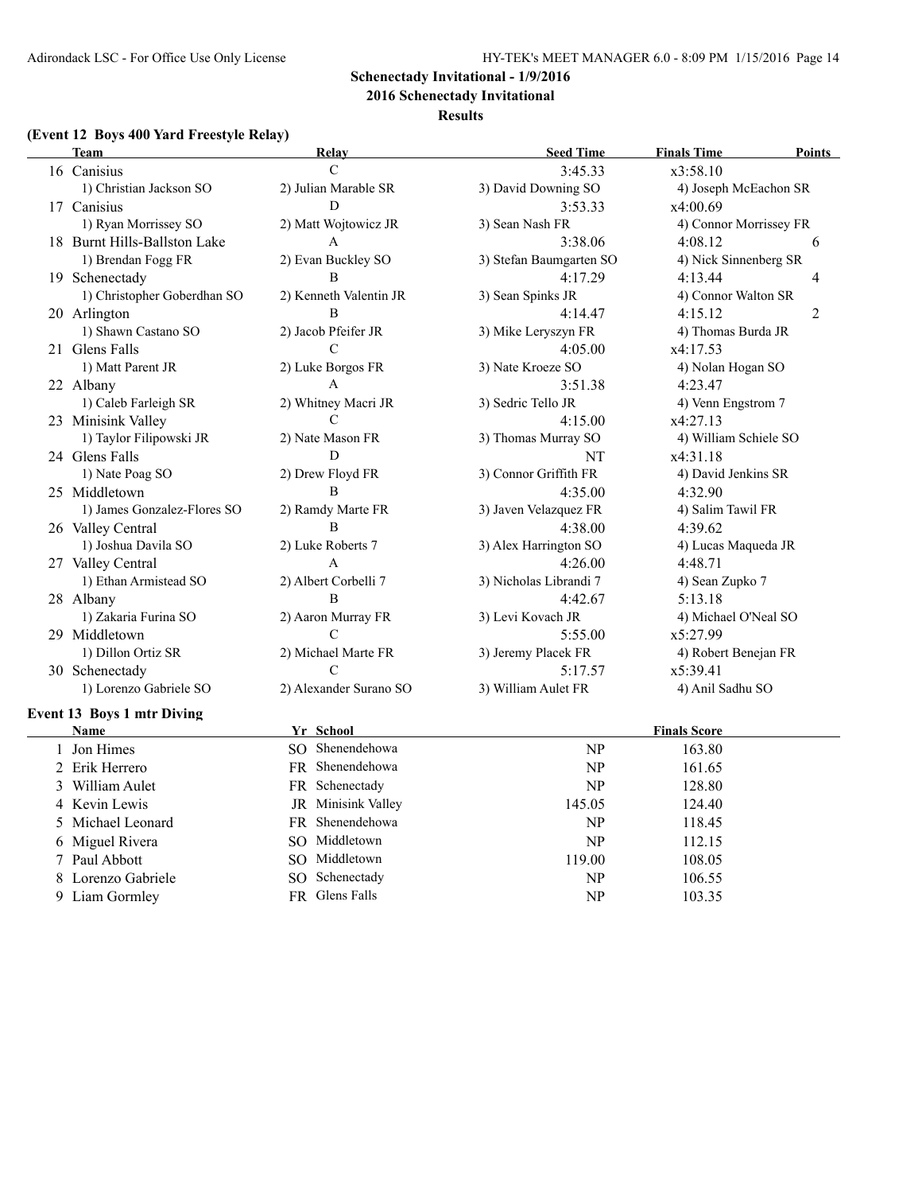**Schenectady Invitational - 1/9/2016**

**2016 Schenectady Invitational**

**Results**

### (Event 12 Boys 400 Yard Freestyle Relay)

| | Team | Relay | Seed Time | Finals Time | Points |
|---|---|---|---|---|---|
| 16 | Canisius | C | 3:45.33 | x3:58.10 | |
| | 1) Christian Jackson SO | 2) Julian Marable SR | 3) David Downing SO | 4) Joseph McEachon SR | |
| 17 | Canisius | D | 3:53.33 | x4:00.69 | |
| | 1) Ryan Morrissey SO | 2) Matt Wojtowicz JR | 3) Sean Nash FR | 4) Connor Morrissey FR | |
| 18 | Burnt Hills-Ballston Lake | A | 3:38.06 | 4:08.12 | 6 |
| | 1) Brendan Fogg FR | 2) Evan Buckley SO | 3) Stefan Baumgarten SO | 4) Nick Sinnenberg SR | |
| 19 | Schenectady | B | 4:17.29 | 4:13.44 | 4 |
| | 1) Christopher Goberdhan SO | 2) Kenneth Valentin JR | 3) Sean Spinks JR | 4) Connor Walton SR | |
| 20 | Arlington | B | 4:14.47 | 4:15.12 | 2 |
| | 1) Shawn Castano SO | 2) Jacob Pfeifer JR | 3) Mike Leryszyn FR | 4) Thomas Burda JR | |
| 21 | Glens Falls | C | 4:05.00 | x4:17.53 | |
| | 1) Matt Parent JR | 2) Luke Borgos FR | 3) Nate Kroeze SO | 4) Nolan Hogan SO | |
| 22 | Albany | A | 3:51.38 | 4:23.47 | |
| | 1) Caleb Farleigh SR | 2) Whitney Macri JR | 3) Sedric Tello JR | 4) Venn Engstrom 7 | |
| 23 | Minisink Valley | C | 4:15.00 | x4:27.13 | |
| | 1) Taylor Filipowski JR | 2) Nate Mason FR | 3) Thomas Murray SO | 4) William Schiele SO | |
| 24 | Glens Falls | D | NT | x4:31.18 | |
| | 1) Nate Poag SO | 2) Drew Floyd FR | 3) Connor Griffith FR | 4) David Jenkins SR | |
| 25 | Middletown | B | 4:35.00 | 4:32.90 | |
| | 1) James Gonzalez-Flores SO | 2) Ramdy Marte FR | 3) Javen Velazquez FR | 4) Salim Tawil FR | |
| 26 | Valley Central | B | 4:38.00 | 4:39.62 | |
| | 1) Joshua Davila SO | 2) Luke Roberts 7 | 3) Alex Harrington SO | 4) Lucas Maqueda JR | |
| 27 | Valley Central | A | 4:26.00 | 4:48.71 | |
| | 1) Ethan Armistead SO | 2) Albert Corbelli 7 | 3) Nicholas Librandi 7 | 4) Sean Zupko 7 | |
| 28 | Albany | B | 4:42.67 | 5:13.18 | |
| | 1) Zakaria Furina SO | 2) Aaron Murray FR | 3) Levi Kovach JR | 4) Michael O'Neal SO | |
| 29 | Middletown | C | 5:55.00 | x5:27.99 | |
| | 1) Dillon Ortiz SR | 2) Michael Marte FR | 3) Jeremy Placek FR | 4) Robert Benejan FR | |
| 30 | Schenectady | C | 5:17.57 | x5:39.41 | |
| | 1) Lorenzo Gabriele SO | 2) Alexander Surano SO | 3) William Aulet FR | 4) Anil Sadhu SO | |

### Event 13 Boys 1 mtr Diving

| | Name | Yr | School | | Finals Score |
|---|---|---|---|---|---|
| 1 | Jon Himes | SO | Shenendehowa | NP | 163.80 |
| 2 | Erik Herrero | FR | Shenendehowa | NP | 161.65 |
| 3 | William Aulet | FR | Schenectady | NP | 128.80 |
| 4 | Kevin Lewis | JR | Minisink Valley | 145.05 | 124.40 |
| 5 | Michael Leonard | FR | Shenendehowa | NP | 118.45 |
| 6 | Miguel Rivera | SO | Middletown | NP | 112.15 |
| 7 | Paul Abbott | SO | Middletown | 119.00 | 108.05 |
| 8 | Lorenzo Gabriele | SO | Schenectady | NP | 106.55 |
| 9 | Liam Gormley | FR | Glens Falls | NP | 103.35 |